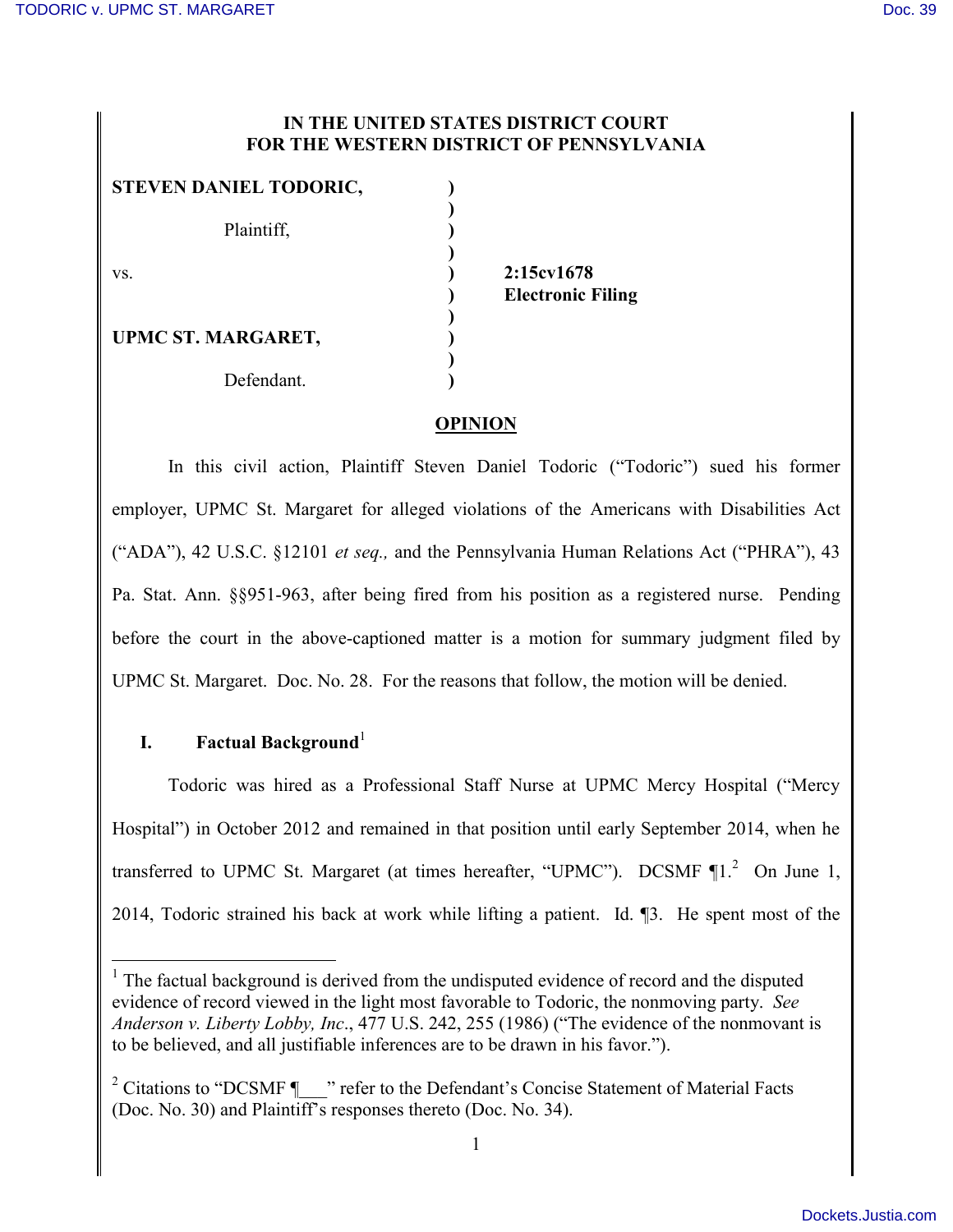**IN THE UNITED STATES DISTRICT COURT**
**FOR THE WESTERN DISTRICT OF PENNSYLVANIA**

| | | |
|---|---|---|
| **STEVEN DANIEL TODORIC,** | ) | |
| | ) | |
| Plaintiff, | ) | |
| | ) | |
| vs. | ) | **2:15cv1678** |
| | ) | **Electronic Filing** |
| | ) | |
| **UPMC ST. MARGARET,** | ) | |
| | ) | |
| Defendant. | ) | |

**OPINION**

In this civil action, Plaintiff Steven Daniel Todoric ("Todoric") sued his former employer, UPMC St. Margaret for alleged violations of the Americans with Disabilities Act ("ADA"), 42 U.S.C. §12101 *et seq.,* and the Pennsylvania Human Relations Act ("PHRA"), 43 Pa. Stat. Ann. §§951-963, after being fired from his position as a registered nurse. Pending before the court in the above-captioned matter is a motion for summary judgment filed by UPMC St. Margaret. Doc. No. 28. For the reasons that follow, the motion will be denied.

## I. Factual Background[1]

Todoric was hired as a Professional Staff Nurse at UPMC Mercy Hospital ("Mercy Hospital") in October 2012 and remained in that position until early September 2014, when he transferred to UPMC St. Margaret (at times hereafter, "UPMC"). DCSMF ¶1.[2] On June 1, 2014, Todoric strained his back at work while lifting a patient. Id. ¶3. He spent most of the

---

[1] The factual background is derived from the undisputed evidence of record and the disputed evidence of record viewed in the light most favorable to Todoric, the nonmoving party. *See Anderson v. Liberty Lobby, Inc*., 477 U.S. 242, 255 (1986) ("The evidence of the nonmovant is to be believed, and all justifiable inferences are to be drawn in his favor.").

[2] Citations to "DCSMF ¶___" refer to the Defendant's Concise Statement of Material Facts (Doc. No. 30) and Plaintiff's responses thereto (Doc. No. 34).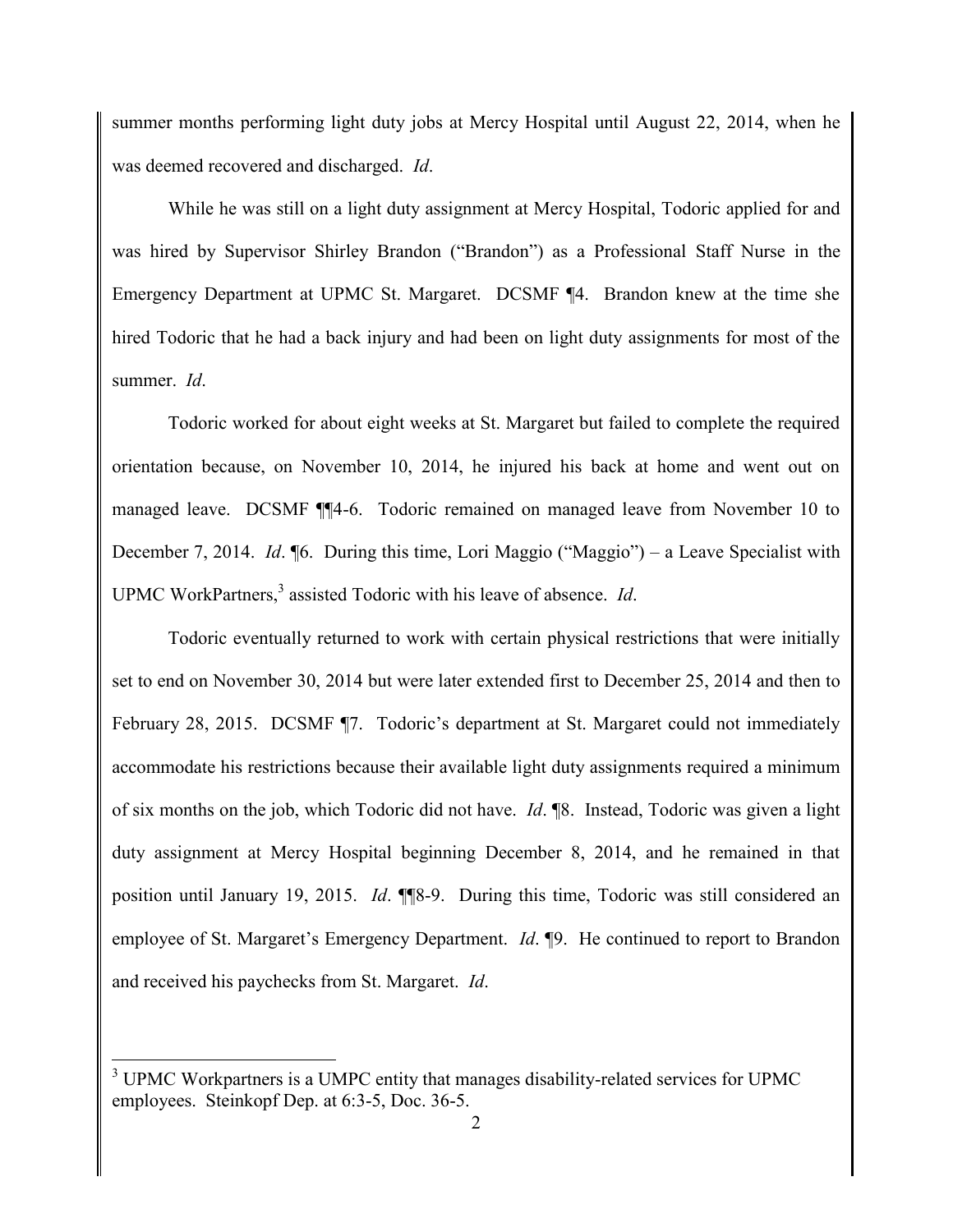summer months performing light duty jobs at Mercy Hospital until August 22, 2014, when he was deemed recovered and discharged. *Id*.

While he was still on a light duty assignment at Mercy Hospital, Todoric applied for and was hired by Supervisor Shirley Brandon ("Brandon") as a Professional Staff Nurse in the Emergency Department at UPMC St. Margaret. DCSMF ¶4. Brandon knew at the time she hired Todoric that he had a back injury and had been on light duty assignments for most of the summer. *Id*.

Todoric worked for about eight weeks at St. Margaret but failed to complete the required orientation because, on November 10, 2014, he injured his back at home and went out on managed leave. DCSMF ¶¶4-6. Todoric remained on managed leave from November 10 to December 7, 2014. *Id*. ¶6. During this time, Lori Maggio ("Maggio") – a Leave Specialist with UPMC WorkPartners,[3] assisted Todoric with his leave of absence. *Id*.

Todoric eventually returned to work with certain physical restrictions that were initially set to end on November 30, 2014 but were later extended first to December 25, 2014 and then to February 28, 2015. DCSMF ¶7. Todoric's department at St. Margaret could not immediately accommodate his restrictions because their available light duty assignments required a minimum of six months on the job, which Todoric did not have. *Id*. ¶8. Instead, Todoric was given a light duty assignment at Mercy Hospital beginning December 8, 2014, and he remained in that position until January 19, 2015. *Id*. ¶¶8-9. During this time, Todoric was still considered an employee of St. Margaret's Emergency Department. *Id*. ¶9. He continued to report to Brandon and received his paychecks from St. Margaret. *Id*.

---

[3] UPMC Workpartners is a UMPC entity that manages disability-related services for UPMC employees. Steinkopf Dep. at 6:3-5, Doc. 36-5.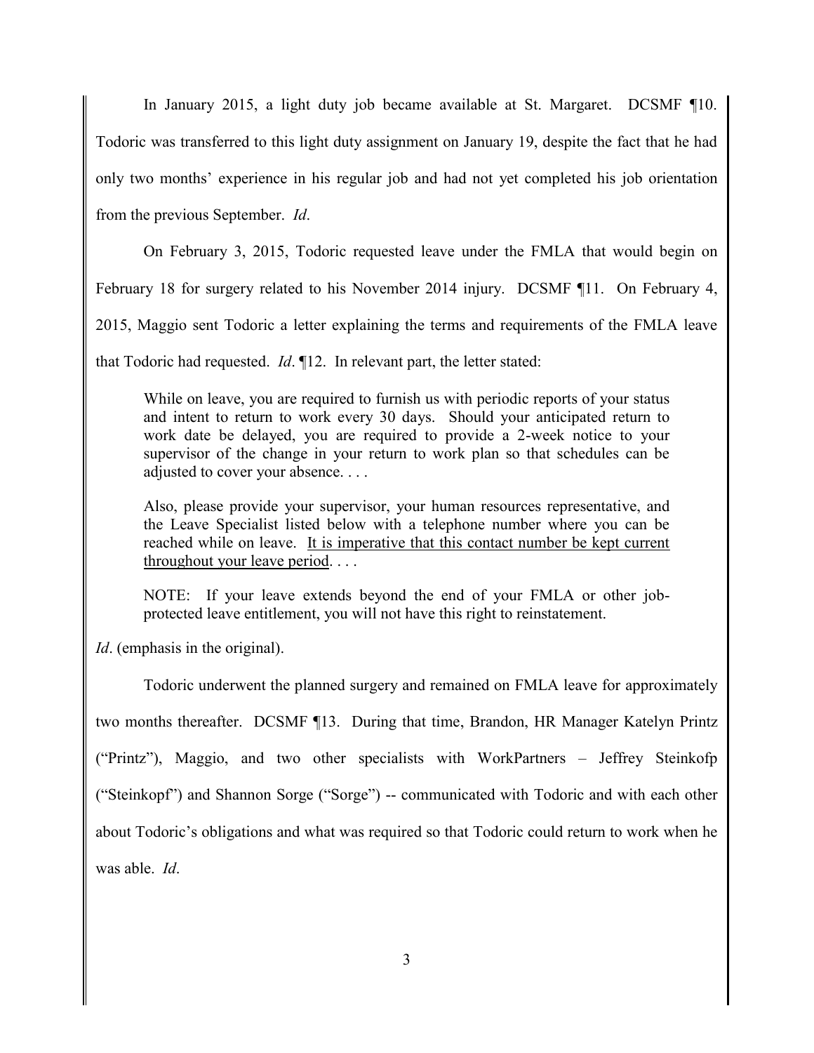In January 2015, a light duty job became available at St. Margaret. DCSMF ¶10. Todoric was transferred to this light duty assignment on January 19, despite the fact that he had only two months' experience in his regular job and had not yet completed his job orientation from the previous September. *Id*.

On February 3, 2015, Todoric requested leave under the FMLA that would begin on February 18 for surgery related to his November 2014 injury. DCSMF ¶11. On February 4, 2015, Maggio sent Todoric a letter explaining the terms and requirements of the FMLA leave that Todoric had requested. *Id*. ¶12. In relevant part, the letter stated:

> While on leave, you are required to furnish us with periodic reports of your status and intent to return to work every 30 days. Should your anticipated return to work date be delayed, you are required to provide a 2-week notice to your supervisor of the change in your return to work plan so that schedules can be adjusted to cover your absence. . . .
>
> Also, please provide your supervisor, your human resources representative, and the Leave Specialist listed below with a telephone number where you can be reached while on leave. <u>It is imperative that this contact number be kept current throughout your leave period</u>. . . .
>
> NOTE: If your leave extends beyond the end of your FMLA or other job-protected leave entitlement, you will not have this right to reinstatement.

*Id*. (emphasis in the original).

Todoric underwent the planned surgery and remained on FMLA leave for approximately two months thereafter. DCSMF ¶13. During that time, Brandon, HR Manager Katelyn Printz ("Printz"), Maggio, and two other specialists with WorkPartners – Jeffrey Steinkofp ("Steinkopf") and Shannon Sorge ("Sorge") -- communicated with Todoric and with each other about Todoric's obligations and what was required so that Todoric could return to work when he was able. *Id*.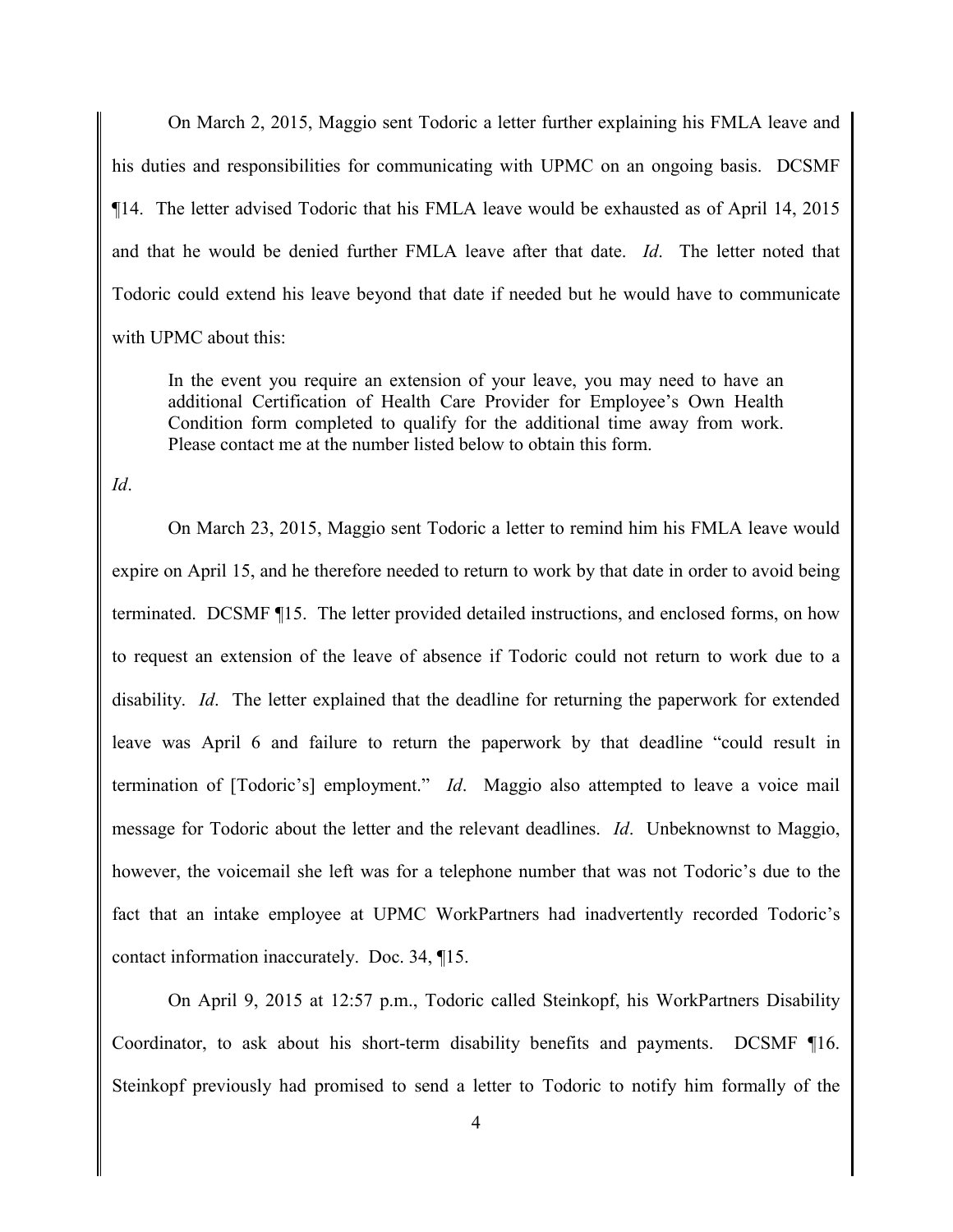On March 2, 2015, Maggio sent Todoric a letter further explaining his FMLA leave and his duties and responsibilities for communicating with UPMC on an ongoing basis. DCSMF ¶14. The letter advised Todoric that his FMLA leave would be exhausted as of April 14, 2015 and that he would be denied further FMLA leave after that date. *Id*. The letter noted that Todoric could extend his leave beyond that date if needed but he would have to communicate with UPMC about this:

> In the event you require an extension of your leave, you may need to have an additional Certification of Health Care Provider for Employee's Own Health Condition form completed to qualify for the additional time away from work. Please contact me at the number listed below to obtain this form.

*Id*.

On March 23, 2015, Maggio sent Todoric a letter to remind him his FMLA leave would expire on April 15, and he therefore needed to return to work by that date in order to avoid being terminated. DCSMF ¶15. The letter provided detailed instructions, and enclosed forms, on how to request an extension of the leave of absence if Todoric could not return to work due to a disability. *Id*. The letter explained that the deadline for returning the paperwork for extended leave was April 6 and failure to return the paperwork by that deadline "could result in termination of [Todoric's] employment." *Id*. Maggio also attempted to leave a voice mail message for Todoric about the letter and the relevant deadlines. *Id*. Unbeknownst to Maggio, however, the voicemail she left was for a telephone number that was not Todoric's due to the fact that an intake employee at UPMC WorkPartners had inadvertently recorded Todoric's contact information inaccurately. Doc. 34, ¶15.

On April 9, 2015 at 12:57 p.m., Todoric called Steinkopf, his WorkPartners Disability Coordinator, to ask about his short-term disability benefits and payments. DCSMF ¶16. Steinkopf previously had promised to send a letter to Todoric to notify him formally of the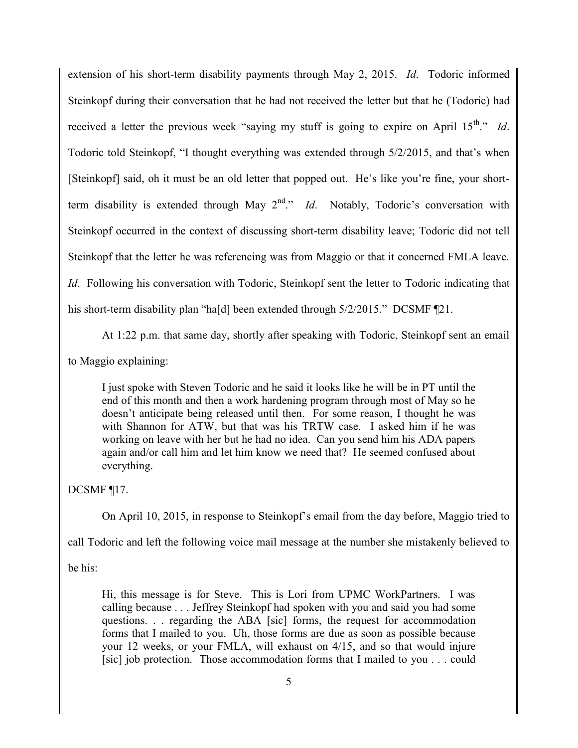extension of his short-term disability payments through May 2, 2015. *Id*. Todoric informed Steinkopf during their conversation that he had not received the letter but that he (Todoric) had received a letter the previous week "saying my stuff is going to expire on April 15th." *Id*. Todoric told Steinkopf, "I thought everything was extended through 5/2/2015, and that's when [Steinkopf] said, oh it must be an old letter that popped out. He's like you're fine, your short-term disability is extended through May 2nd." *Id*. Notably, Todoric's conversation with Steinkopf occurred in the context of discussing short-term disability leave; Todoric did not tell Steinkopf that the letter he was referencing was from Maggio or that it concerned FMLA leave. *Id*. Following his conversation with Todoric, Steinkopf sent the letter to Todoric indicating that his short-term disability plan "ha[d] been extended through 5/2/2015." DCSMF ¶21.

At 1:22 p.m. that same day, shortly after speaking with Todoric, Steinkopf sent an email to Maggio explaining:

> I just spoke with Steven Todoric and he said it looks like he will be in PT until the end of this month and then a work hardening program through most of May so he doesn't anticipate being released until then. For some reason, I thought he was with Shannon for ATW, but that was his TRTW case. I asked him if he was working on leave with her but he had no idea. Can you send him his ADA papers again and/or call him and let him know we need that? He seemed confused about everything.

DCSMF ¶17.

On April 10, 2015, in response to Steinkopf's email from the day before, Maggio tried to call Todoric and left the following voice mail message at the number she mistakenly believed to be his:

> Hi, this message is for Steve. This is Lori from UPMC WorkPartners. I was calling because . . . Jeffrey Steinkopf had spoken with you and said you had some questions. . . regarding the ABA [sic] forms, the request for accommodation forms that I mailed to you. Uh, those forms are due as soon as possible because your 12 weeks, or your FMLA, will exhaust on 4/15, and so that would injure [sic] job protection. Those accommodation forms that I mailed to you . . . could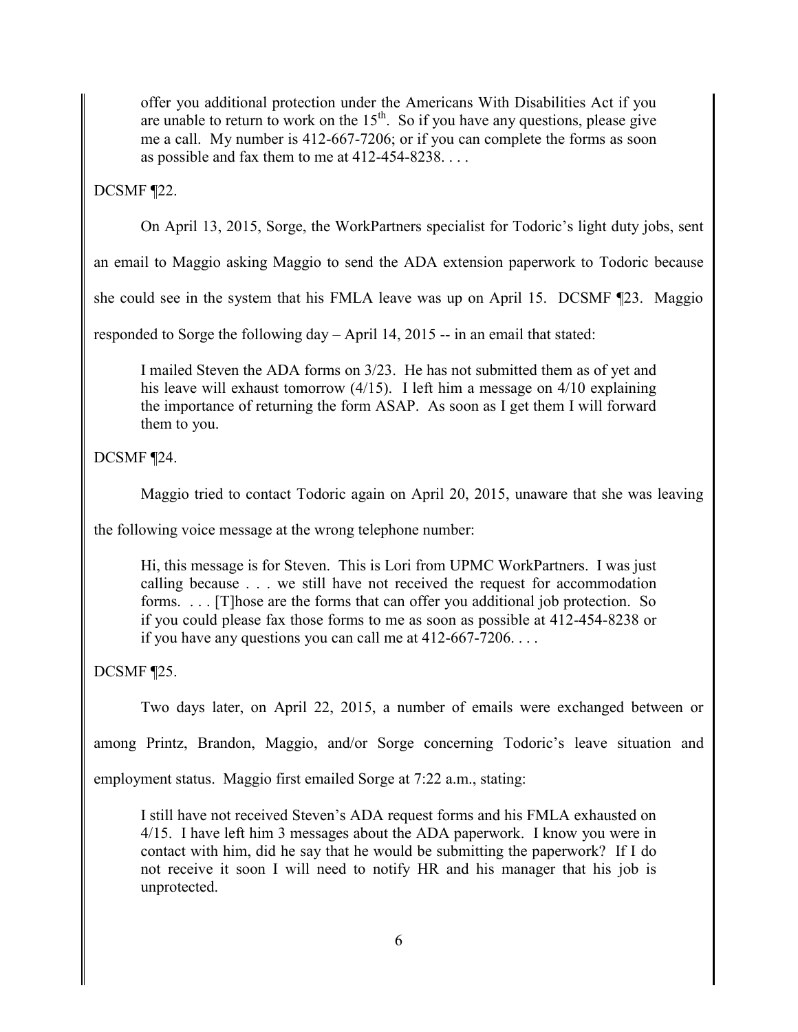> offer you additional protection under the Americans With Disabilities Act if you are unable to return to work on the 15th. So if you have any questions, please give me a call. My number is 412-667-7206; or if you can complete the forms as soon as possible and fax them to me at 412-454-8238. . . .

DCSMF ¶22.

On April 13, 2015, Sorge, the WorkPartners specialist for Todoric's light duty jobs, sent an email to Maggio asking Maggio to send the ADA extension paperwork to Todoric because she could see in the system that his FMLA leave was up on April 15. DCSMF ¶23. Maggio responded to Sorge the following day – April 14, 2015 -- in an email that stated:

> I mailed Steven the ADA forms on 3/23. He has not submitted them as of yet and his leave will exhaust tomorrow (4/15). I left him a message on 4/10 explaining the importance of returning the form ASAP. As soon as I get them I will forward them to you.

DCSMF ¶24.

Maggio tried to contact Todoric again on April 20, 2015, unaware that she was leaving the following voice message at the wrong telephone number:

> Hi, this message is for Steven. This is Lori from UPMC WorkPartners. I was just calling because . . . we still have not received the request for accommodation forms. . . . [T]hose are the forms that can offer you additional job protection. So if you could please fax those forms to me as soon as possible at 412-454-8238 or if you have any questions you can call me at 412-667-7206. . . .

DCSMF ¶25.

Two days later, on April 22, 2015, a number of emails were exchanged between or among Printz, Brandon, Maggio, and/or Sorge concerning Todoric's leave situation and employment status. Maggio first emailed Sorge at 7:22 a.m., stating:

> I still have not received Steven's ADA request forms and his FMLA exhausted on 4/15. I have left him 3 messages about the ADA paperwork. I know you were in contact with him, did he say that he would be submitting the paperwork? If I do not receive it soon I will need to notify HR and his manager that his job is unprotected.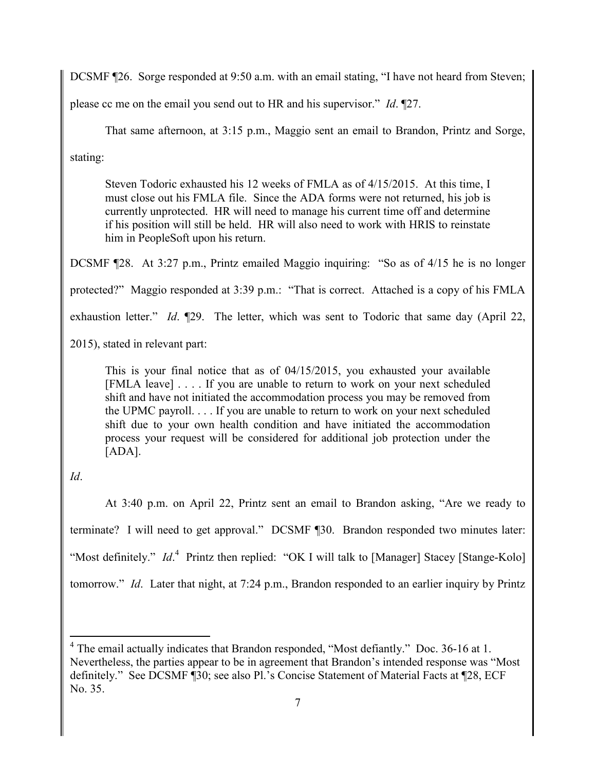DCSMF ¶26. Sorge responded at 9:50 a.m. with an email stating, "I have not heard from Steven; please cc me on the email you send out to HR and his supervisor." *Id*. ¶27.

That same afternoon, at 3:15 p.m., Maggio sent an email to Brandon, Printz and Sorge, stating:

> Steven Todoric exhausted his 12 weeks of FMLA as of 4/15/2015. At this time, I must close out his FMLA file. Since the ADA forms were not returned, his job is currently unprotected. HR will need to manage his current time off and determine if his position will still be held. HR will also need to work with HRIS to reinstate him in PeopleSoft upon his return.

DCSMF ¶28. At 3:27 p.m., Printz emailed Maggio inquiring: "So as of 4/15 he is no longer protected?" Maggio responded at 3:39 p.m.: "That is correct. Attached is a copy of his FMLA exhaustion letter." *Id*. ¶29. The letter, which was sent to Todoric that same day (April 22, 2015), stated in relevant part:

> This is your final notice that as of 04/15/2015, you exhausted your available [FMLA leave] . . . . If you are unable to return to work on your next scheduled shift and have not initiated the accommodation process you may be removed from the UPMC payroll. . . . If you are unable to return to work on your next scheduled shift due to your own health condition and have initiated the accommodation process your request will be considered for additional job protection under the [ADA].

*Id*.

At 3:40 p.m. on April 22, Printz sent an email to Brandon asking, "Are we ready to terminate? I will need to get approval." DCSMF ¶30. Brandon responded two minutes later: "Most definitely." *Id*.[4] Printz then replied: "OK I will talk to [Manager] Stacey [Stange-Kolo] tomorrow." *Id*. Later that night, at 7:24 p.m., Brandon responded to an earlier inquiry by Printz

---

[4] The email actually indicates that Brandon responded, "Most defiantly." Doc. 36-16 at 1. Nevertheless, the parties appear to be in agreement that Brandon's intended response was "Most definitely." See DCSMF ¶30; see also Pl.'s Concise Statement of Material Facts at ¶28, ECF No. 35.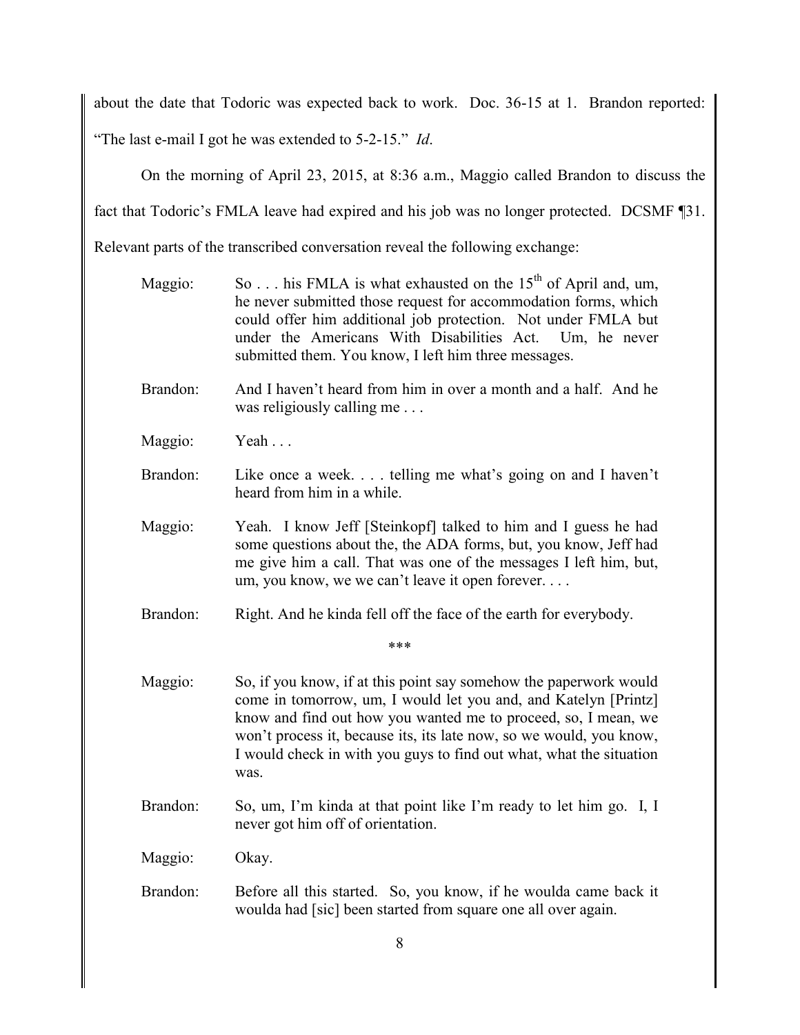about the date that Todoric was expected back to work. Doc. 36-15 at 1. Brandon reported: "The last e-mail I got he was extended to 5-2-15." *Id*.

On the morning of April 23, 2015, at 8:36 a.m., Maggio called Brandon to discuss the fact that Todoric's FMLA leave had expired and his job was no longer protected. DCSMF ¶31. Relevant parts of the transcribed conversation reveal the following exchange:

> Maggio: So . . . his FMLA is what exhausted on the 15th of April and, um, he never submitted those request for accommodation forms, which could offer him additional job protection. Not under FMLA but under the Americans With Disabilities Act. Um, he never submitted them. You know, I left him three messages.
>
> Brandon: And I haven't heard from him in over a month and a half. And he was religiously calling me . . .
>
> Maggio: Yeah . . .
>
> Brandon: Like once a week. . . . telling me what's going on and I haven't heard from him in a while.
>
> Maggio: Yeah. I know Jeff [Steinkopf] talked to him and I guess he had some questions about the, the ADA forms, but, you know, Jeff had me give him a call. That was one of the messages I left him, but, um, you know, we we can't leave it open forever. . . .
>
> Brandon: Right. And he kinda fell off the face of the earth for everybody.
>
> \*\*\*
>
> Maggio: So, if you know, if at this point say somehow the paperwork would come in tomorrow, um, I would let you and, and Katelyn [Printz] know and find out how you wanted me to proceed, so, I mean, we won't process it, because its, its late now, so we would, you know, I would check in with you guys to find out what, what the situation was.
>
> Brandon: So, um, I'm kinda at that point like I'm ready to let him go. I, I never got him off of orientation.
>
> Maggio: Okay.
>
> Brandon: Before all this started. So, you know, if he woulda came back it woulda had [sic] been started from square one all over again.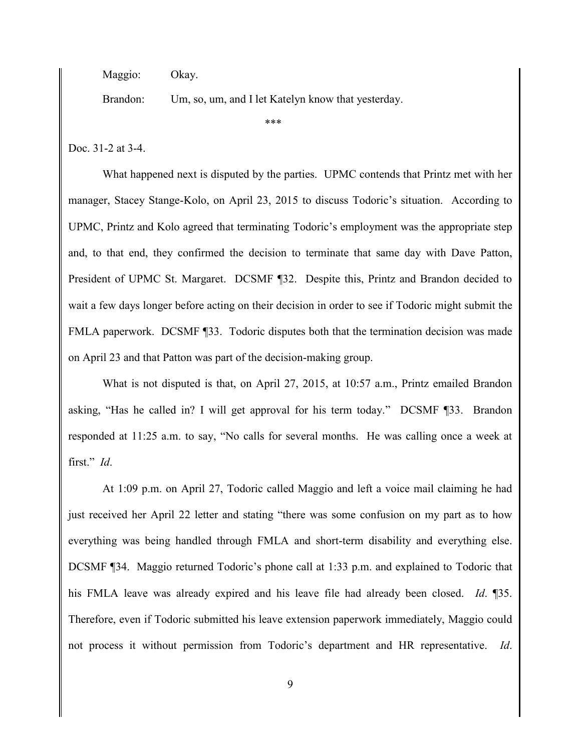Maggio: Okay.

Brandon: Um, so, um, and I let Katelyn know that yesterday.

***

Doc. 31-2 at 3-4.

What happened next is disputed by the parties. UPMC contends that Printz met with her manager, Stacey Stange-Kolo, on April 23, 2015 to discuss Todoric's situation. According to UPMC, Printz and Kolo agreed that terminating Todoric's employment was the appropriate step and, to that end, they confirmed the decision to terminate that same day with Dave Patton, President of UPMC St. Margaret. DCSMF ¶32. Despite this, Printz and Brandon decided to wait a few days longer before acting on their decision in order to see if Todoric might submit the FMLA paperwork. DCSMF ¶33. Todoric disputes both that the termination decision was made on April 23 and that Patton was part of the decision-making group.

What is not disputed is that, on April 27, 2015, at 10:57 a.m., Printz emailed Brandon asking, "Has he called in? I will get approval for his term today." DCSMF ¶33. Brandon responded at 11:25 a.m. to say, "No calls for several months. He was calling once a week at first." *Id*.

At 1:09 p.m. on April 27, Todoric called Maggio and left a voice mail claiming he had just received her April 22 letter and stating "there was some confusion on my part as to how everything was being handled through FMLA and short-term disability and everything else. DCSMF ¶34. Maggio returned Todoric's phone call at 1:33 p.m. and explained to Todoric that his FMLA leave was already expired and his leave file had already been closed. *Id*. ¶35. Therefore, even if Todoric submitted his leave extension paperwork immediately, Maggio could not process it without permission from Todoric's department and HR representative. *Id*.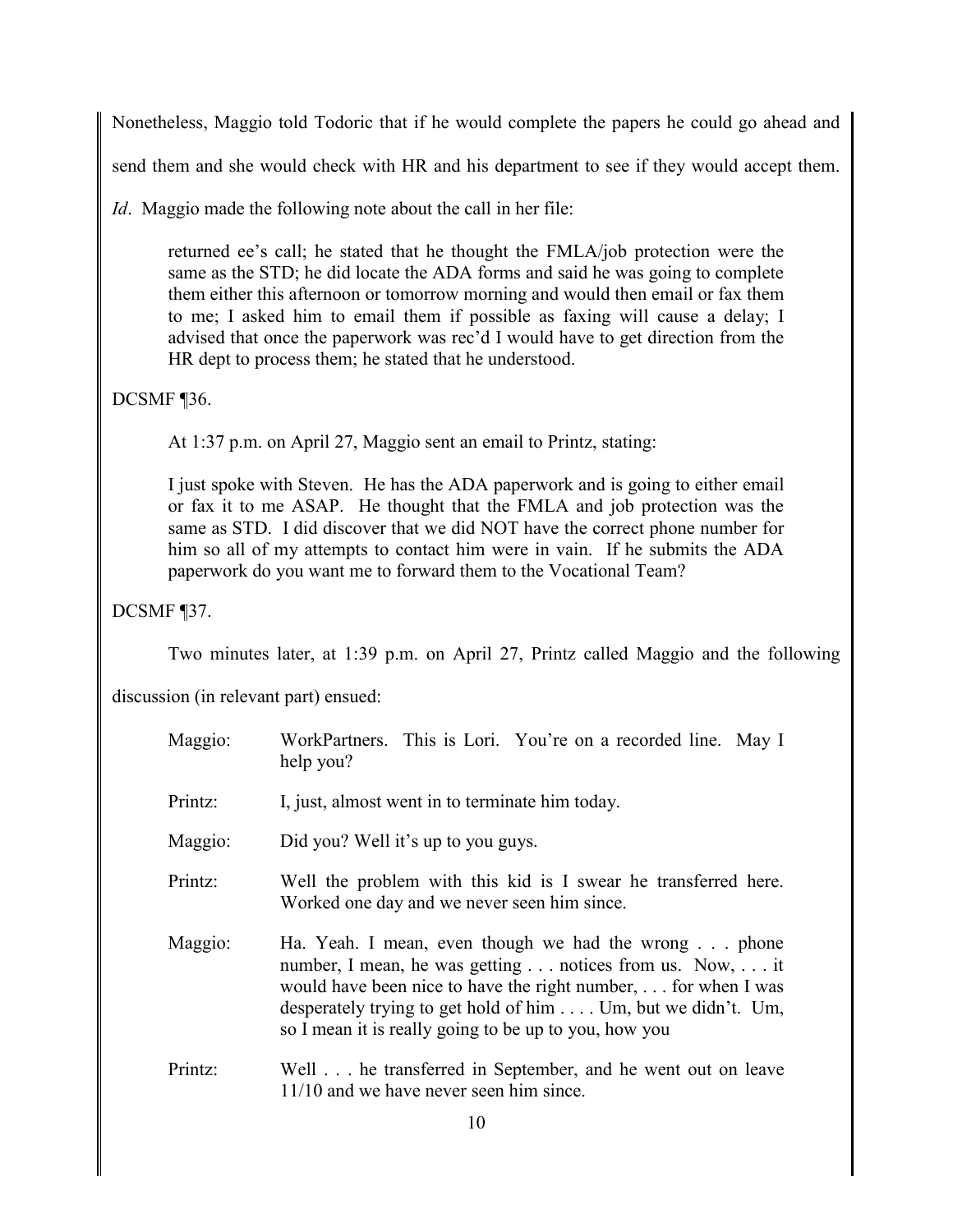Nonetheless, Maggio told Todoric that if he would complete the papers he could go ahead and send them and she would check with HR and his department to see if they would accept them. *Id*. Maggio made the following note about the call in her file:

> returned ee's call; he stated that he thought the FMLA/job protection were the same as the STD; he did locate the ADA forms and said he was going to complete them either this afternoon or tomorrow morning and would then email or fax them to me; I asked him to email them if possible as faxing will cause a delay; I advised that once the paperwork was rec'd I would have to get direction from the HR dept to process them; he stated that he understood.

DCSMF ¶36.

At 1:37 p.m. on April 27, Maggio sent an email to Printz, stating:

> I just spoke with Steven. He has the ADA paperwork and is going to either email or fax it to me ASAP. He thought that the FMLA and job protection was the same as STD. I did discover that we did NOT have the correct phone number for him so all of my attempts to contact him were in vain. If he submits the ADA paperwork do you want me to forward them to the Vocational Team?

DCSMF ¶37.

Two minutes later, at 1:39 p.m. on April 27, Printz called Maggio and the following discussion (in relevant part) ensued:

> Maggio: WorkPartners. This is Lori. You're on a recorded line. May I help you?
>
> Printz: I, just, almost went in to terminate him today.
>
> Maggio: Did you? Well it's up to you guys.
>
> Printz: Well the problem with this kid is I swear he transferred here. Worked one day and we never seen him since.
>
> Maggio: Ha. Yeah. I mean, even though we had the wrong . . . phone number, I mean, he was getting . . . notices from us. Now, . . . it would have been nice to have the right number, . . . for when I was desperately trying to get hold of him . . . . Um, but we didn't. Um, so I mean it is really going to be up to you, how you
>
> Printz: Well . . . he transferred in September, and he went out on leave 11/10 and we have never seen him since.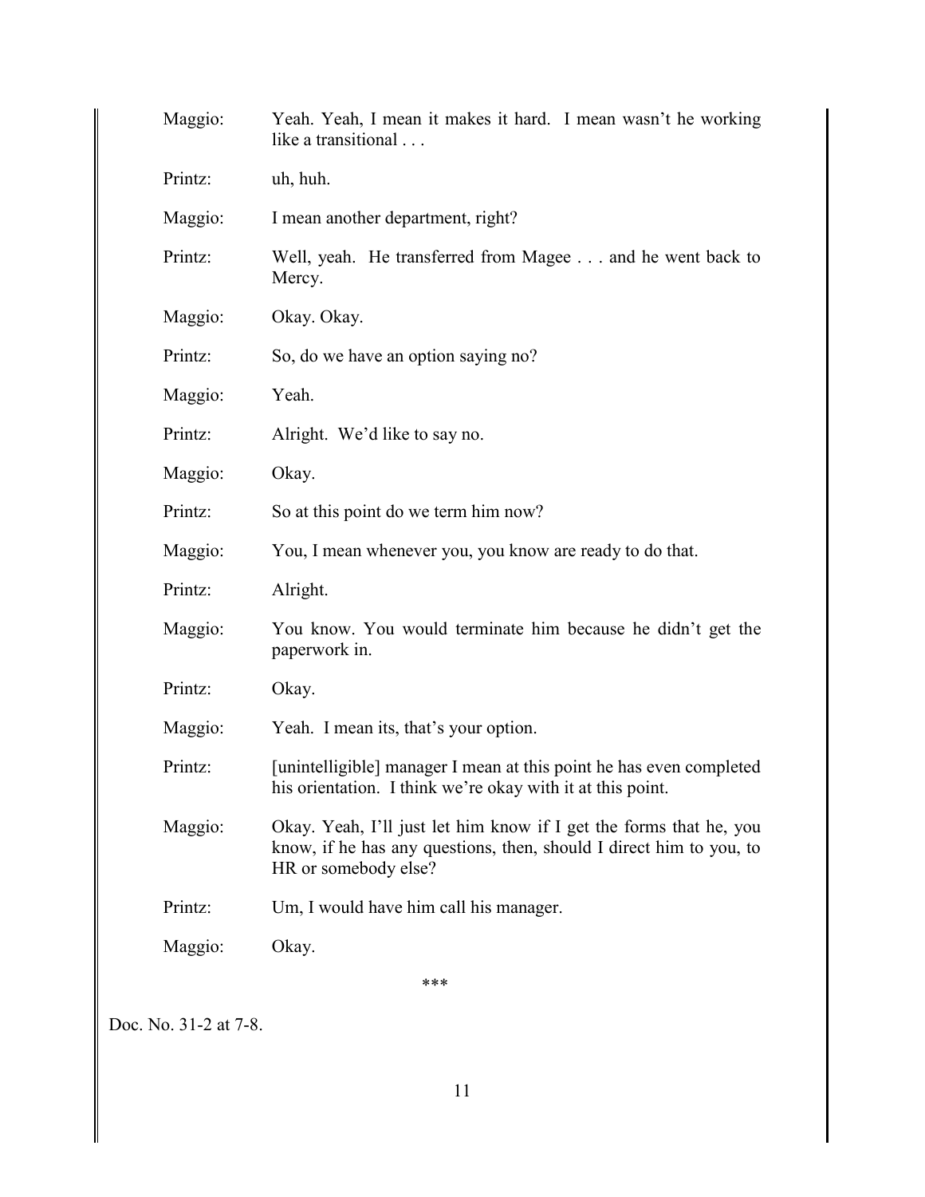Maggio: Yeah. Yeah, I mean it makes it hard. I mean wasn't he working like a transitional . . .

Printz: uh, huh.

Maggio: I mean another department, right?

Printz: Well, yeah. He transferred from Magee . . . and he went back to Mercy.

Maggio: Okay. Okay.

Printz: So, do we have an option saying no?

Maggio: Yeah.

Printz: Alright. We'd like to say no.

Maggio: Okay.

Printz: So at this point do we term him now?

Maggio: You, I mean whenever you, you know are ready to do that.

Printz: Alright.

Maggio: You know. You would terminate him because he didn't get the paperwork in.

Printz: Okay.

Maggio: Yeah. I mean its, that's your option.

Printz: [unintelligible] manager I mean at this point he has even completed his orientation. I think we're okay with it at this point.

Maggio: Okay. Yeah, I'll just let him know if I get the forms that he, you know, if he has any questions, then, should I direct him to you, to HR or somebody else?

Printz: Um, I would have him call his manager.

Maggio: Okay.

***

Doc. No. 31-2 at 7-8.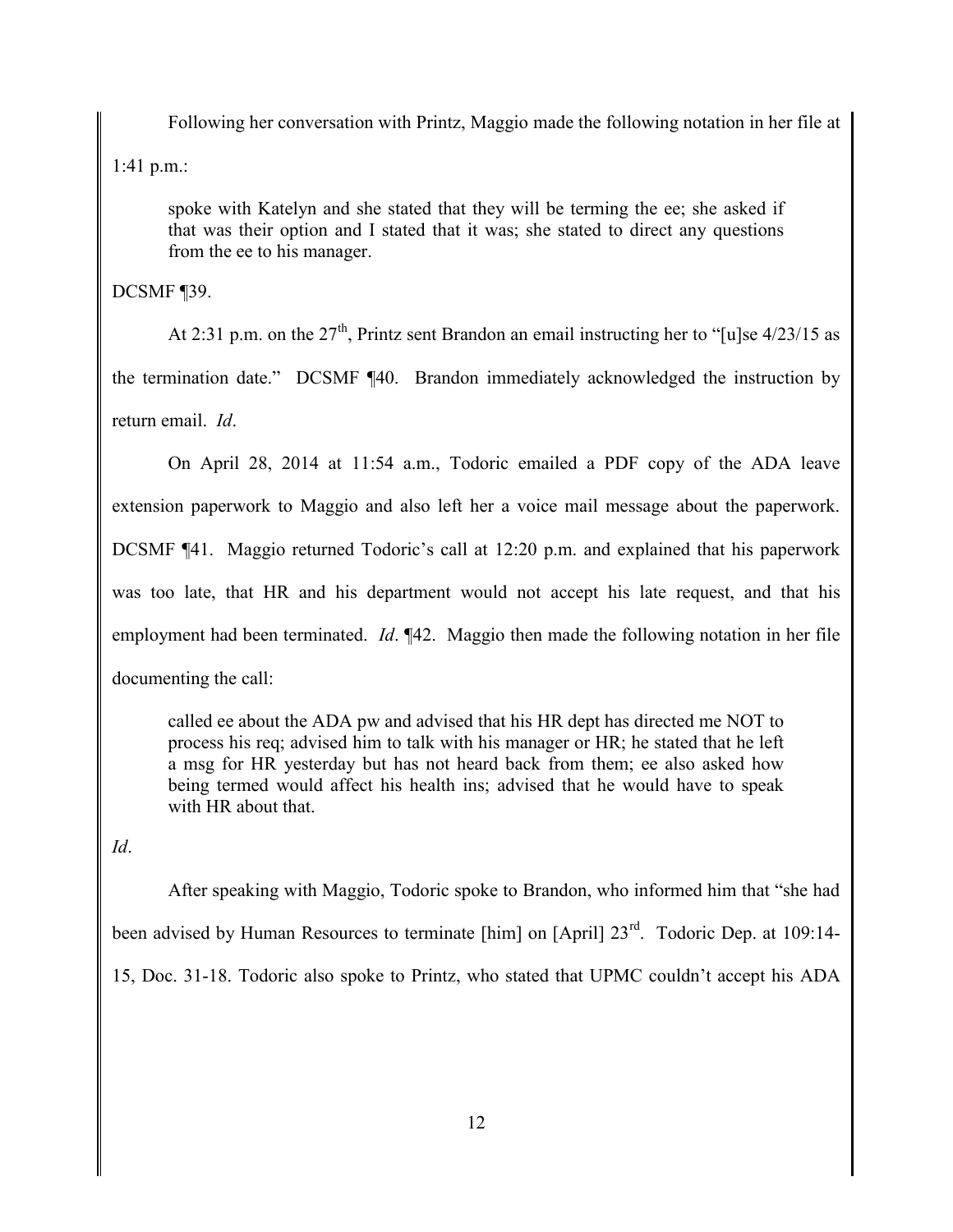Following her conversation with Printz, Maggio made the following notation in her file at 1:41 p.m.:

> spoke with Katelyn and she stated that they will be terming the ee; she asked if that was their option and I stated that it was; she stated to direct any questions from the ee to his manager.

DCSMF ¶39.

At 2:31 p.m. on the 27th, Printz sent Brandon an email instructing her to "[u]se 4/23/15 as the termination date." DCSMF ¶40. Brandon immediately acknowledged the instruction by return email. *Id*.

On April 28, 2014 at 11:54 a.m., Todoric emailed a PDF copy of the ADA leave extension paperwork to Maggio and also left her a voice mail message about the paperwork. DCSMF ¶41. Maggio returned Todoric's call at 12:20 p.m. and explained that his paperwork was too late, that HR and his department would not accept his late request, and that his employment had been terminated. *Id*. ¶42. Maggio then made the following notation in her file documenting the call:

> called ee about the ADA pw and advised that his HR dept has directed me NOT to process his req; advised him to talk with his manager or HR; he stated that he left a msg for HR yesterday but has not heard back from them; ee also asked how being termed would affect his health ins; advised that he would have to speak with HR about that.

*Id*.

After speaking with Maggio, Todoric spoke to Brandon, who informed him that "she had been advised by Human Resources to terminate [him] on [April] 23rd. Todoric Dep. at 109:14-15, Doc. 31-18. Todoric also spoke to Printz, who stated that UPMC couldn't accept his ADA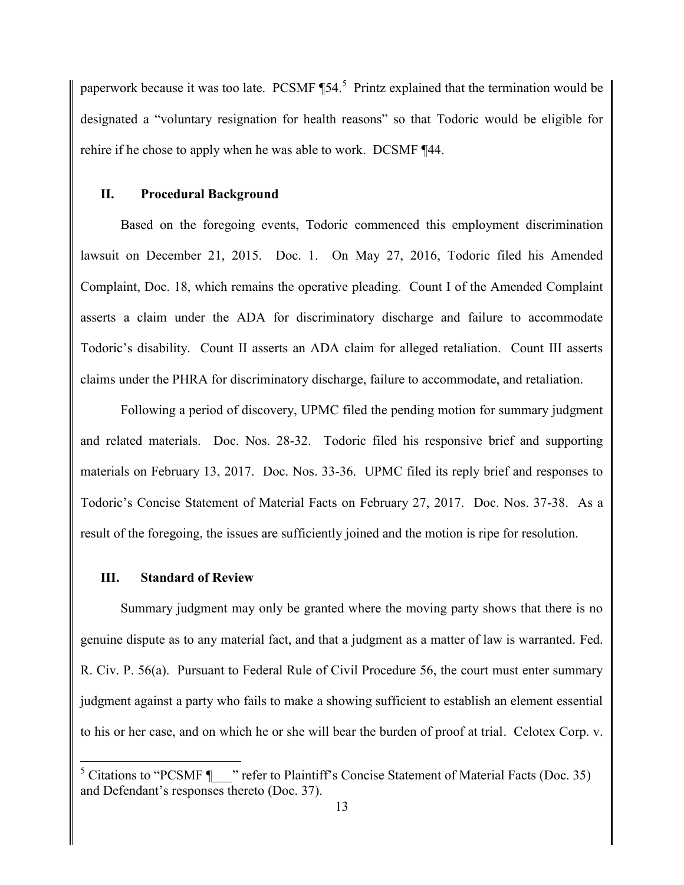paperwork because it was too late. PCSMF ¶54.[5] Printz explained that the termination would be designated a "voluntary resignation for health reasons" so that Todoric would be eligible for rehire if he chose to apply when he was able to work. DCSMF ¶44.

## II. Procedural Background

Based on the foregoing events, Todoric commenced this employment discrimination lawsuit on December 21, 2015. Doc. 1. On May 27, 2016, Todoric filed his Amended Complaint, Doc. 18, which remains the operative pleading. Count I of the Amended Complaint asserts a claim under the ADA for discriminatory discharge and failure to accommodate Todoric's disability. Count II asserts an ADA claim for alleged retaliation. Count III asserts claims under the PHRA for discriminatory discharge, failure to accommodate, and retaliation.

Following a period of discovery, UPMC filed the pending motion for summary judgment and related materials. Doc. Nos. 28-32. Todoric filed his responsive brief and supporting materials on February 13, 2017. Doc. Nos. 33-36. UPMC filed its reply brief and responses to Todoric's Concise Statement of Material Facts on February 27, 2017. Doc. Nos. 37-38. As a result of the foregoing, the issues are sufficiently joined and the motion is ripe for resolution.

## III. Standard of Review

Summary judgment may only be granted where the moving party shows that there is no genuine dispute as to any material fact, and that a judgment as a matter of law is warranted. Fed. R. Civ. P. 56(a). Pursuant to Federal Rule of Civil Procedure 56, the court must enter summary judgment against a party who fails to make a showing sufficient to establish an element essential to his or her case, and on which he or she will bear the burden of proof at trial. Celotex Corp. v.

---

[5] Citations to "PCSMF ¶___" refer to Plaintiff's Concise Statement of Material Facts (Doc. 35) and Defendant's responses thereto (Doc. 37).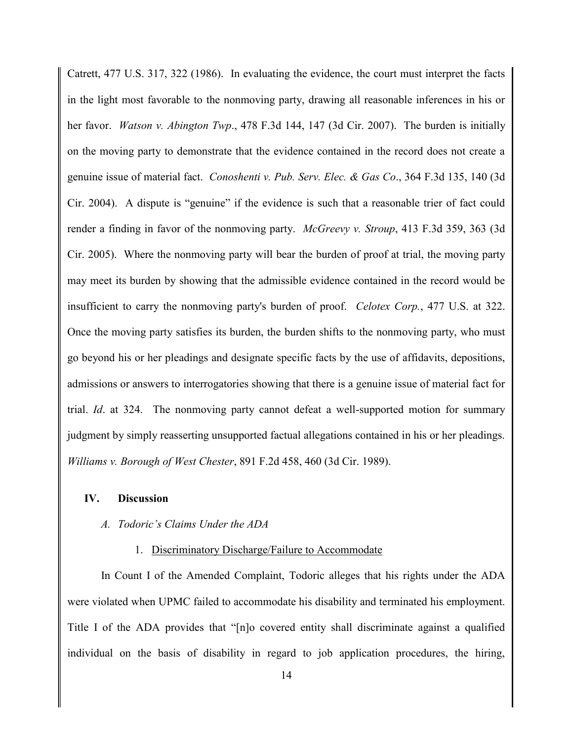Catrett, 477 U.S. 317, 322 (1986). In evaluating the evidence, the court must interpret the facts in the light most favorable to the nonmoving party, drawing all reasonable inferences in his or her favor. *Watson v. Abington Twp*., 478 F.3d 144, 147 (3d Cir. 2007). The burden is initially on the moving party to demonstrate that the evidence contained in the record does not create a genuine issue of material fact. *Conoshenti v. Pub. Serv. Elec. & Gas Co*., 364 F.3d 135, 140 (3d Cir. 2004). A dispute is "genuine" if the evidence is such that a reasonable trier of fact could render a finding in favor of the nonmoving party. *McGreevy v. Stroup*, 413 F.3d 359, 363 (3d Cir. 2005). Where the nonmoving party will bear the burden of proof at trial, the moving party may meet its burden by showing that the admissible evidence contained in the record would be insufficient to carry the nonmoving party's burden of proof. *Celotex Corp.*, 477 U.S. at 322. Once the moving party satisfies its burden, the burden shifts to the nonmoving party, who must go beyond his or her pleadings and designate specific facts by the use of affidavits, depositions, admissions or answers to interrogatories showing that there is a genuine issue of material fact for trial. *Id*. at 324. The nonmoving party cannot defeat a well-supported motion for summary judgment by simply reasserting unsupported factual allegations contained in his or her pleadings. *Williams v. Borough of West Chester*, 891 F.2d 458, 460 (3d Cir. 1989).

## IV. Discussion

### *A. Todoric's Claims Under the ADA*

#### 1. Discriminatory Discharge/Failure to Accommodate

In Count I of the Amended Complaint, Todoric alleges that his rights under the ADA were violated when UPMC failed to accommodate his disability and terminated his employment. Title I of the ADA provides that "[n]o covered entity shall discriminate against a qualified individual on the basis of disability in regard to job application procedures, the hiring,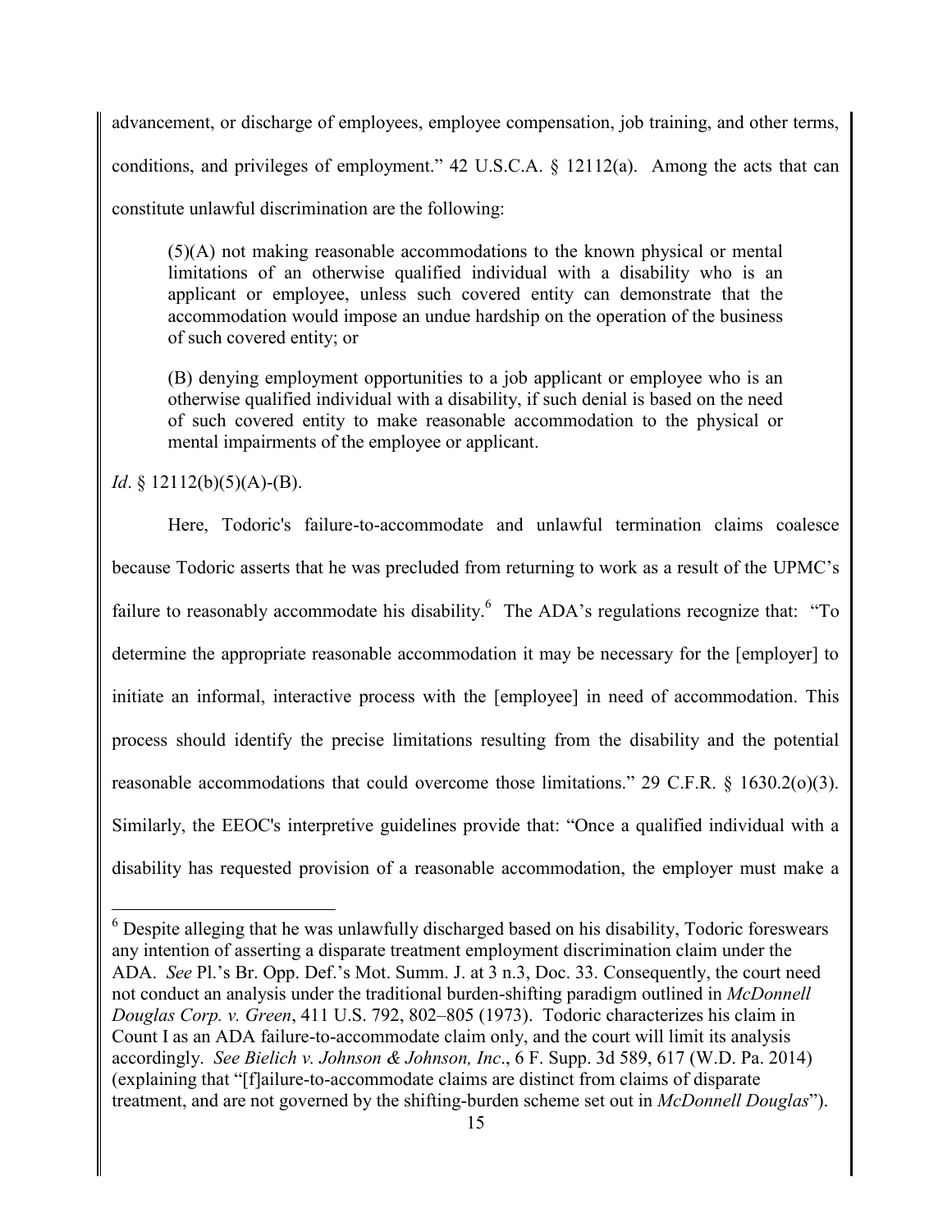advancement, or discharge of employees, employee compensation, job training, and other terms, conditions, and privileges of employment." 42 U.S.C.A. § 12112(a). Among the acts that can constitute unlawful discrimination are the following:

> (5)(A) not making reasonable accommodations to the known physical or mental limitations of an otherwise qualified individual with a disability who is an applicant or employee, unless such covered entity can demonstrate that the accommodation would impose an undue hardship on the operation of the business of such covered entity; or
>
> (B) denying employment opportunities to a job applicant or employee who is an otherwise qualified individual with a disability, if such denial is based on the need of such covered entity to make reasonable accommodation to the physical or mental impairments of the employee or applicant.

*Id*. § 12112(b)(5)(A)-(B).

Here, Todoric's failure-to-accommodate and unlawful termination claims coalesce because Todoric asserts that he was precluded from returning to work as a result of the UPMC's failure to reasonably accommodate his disability.[6] The ADA's regulations recognize that: "To determine the appropriate reasonable accommodation it may be necessary for the [employer] to initiate an informal, interactive process with the [employee] in need of accommodation. This process should identify the precise limitations resulting from the disability and the potential reasonable accommodations that could overcome those limitations." 29 C.F.R. § 1630.2(o)(3). Similarly, the EEOC's interpretive guidelines provide that: "Once a qualified individual with a disability has requested provision of a reasonable accommodation, the employer must make a

---

[6] Despite alleging that he was unlawfully discharged based on his disability, Todoric foreswears any intention of asserting a disparate treatment employment discrimination claim under the ADA. *See* Pl.'s Br. Opp. Def.'s Mot. Summ. J. at 3 n.3, Doc. 33. Consequently, the court need not conduct an analysis under the traditional burden-shifting paradigm outlined in *McDonnell Douglas Corp. v. Green*, 411 U.S. 792, 802–805 (1973). Todoric characterizes his claim in Count I as an ADA failure-to-accommodate claim only, and the court will limit its analysis accordingly. *See Bielich v. Johnson & Johnson, Inc*., 6 F. Supp. 3d 589, 617 (W.D. Pa. 2014) (explaining that "[f]ailure-to-accommodate claims are distinct from claims of disparate treatment, and are not governed by the shifting-burden scheme set out in *McDonnell Douglas*").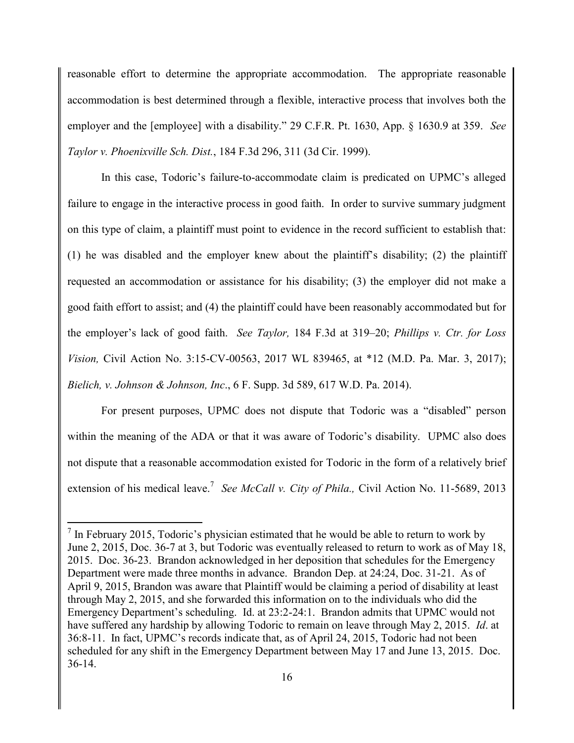reasonable effort to determine the appropriate accommodation. The appropriate reasonable accommodation is best determined through a flexible, interactive process that involves both the employer and the [employee] with a disability." 29 C.F.R. Pt. 1630, App. § 1630.9 at 359. *See Taylor v. Phoenixville Sch. Dist.*, 184 F.3d 296, 311 (3d Cir. 1999).

In this case, Todoric's failure-to-accommodate claim is predicated on UPMC's alleged failure to engage in the interactive process in good faith. In order to survive summary judgment on this type of claim, a plaintiff must point to evidence in the record sufficient to establish that: (1) he was disabled and the employer knew about the plaintiff's disability; (2) the plaintiff requested an accommodation or assistance for his disability; (3) the employer did not make a good faith effort to assist; and (4) the plaintiff could have been reasonably accommodated but for the employer's lack of good faith. *See Taylor,* 184 F.3d at 319–20; *Phillips v. Ctr. for Loss Vision,* Civil Action No. 3:15-CV-00563, 2017 WL 839465, at *12 (M.D. Pa. Mar. 3, 2017); *Bielich, v. Johnson & Johnson, Inc*., 6 F. Supp. 3d 589, 617 W.D. Pa. 2014).

For present purposes, UPMC does not dispute that Todoric was a "disabled" person within the meaning of the ADA or that it was aware of Todoric's disability. UPMC also does not dispute that a reasonable accommodation existed for Todoric in the form of a relatively brief extension of his medical leave.[7] *See McCall v. City of Phila.,* Civil Action No. 11-5689, 2013

---

[7] In February 2015, Todoric's physician estimated that he would be able to return to work by June 2, 2015, Doc. 36-7 at 3, but Todoric was eventually released to return to work as of May 18, 2015. Doc. 36-23. Brandon acknowledged in her deposition that schedules for the Emergency Department were made three months in advance. Brandon Dep. at 24:24, Doc. 31-21. As of April 9, 2015, Brandon was aware that Plaintiff would be claiming a period of disability at least through May 2, 2015, and she forwarded this information on to the individuals who did the Emergency Department's scheduling. Id. at 23:2-24:1. Brandon admits that UPMC would not have suffered any hardship by allowing Todoric to remain on leave through May 2, 2015. *Id*. at 36:8-11. In fact, UPMC's records indicate that, as of April 24, 2015, Todoric had not been scheduled for any shift in the Emergency Department between May 17 and June 13, 2015. Doc. 36-14.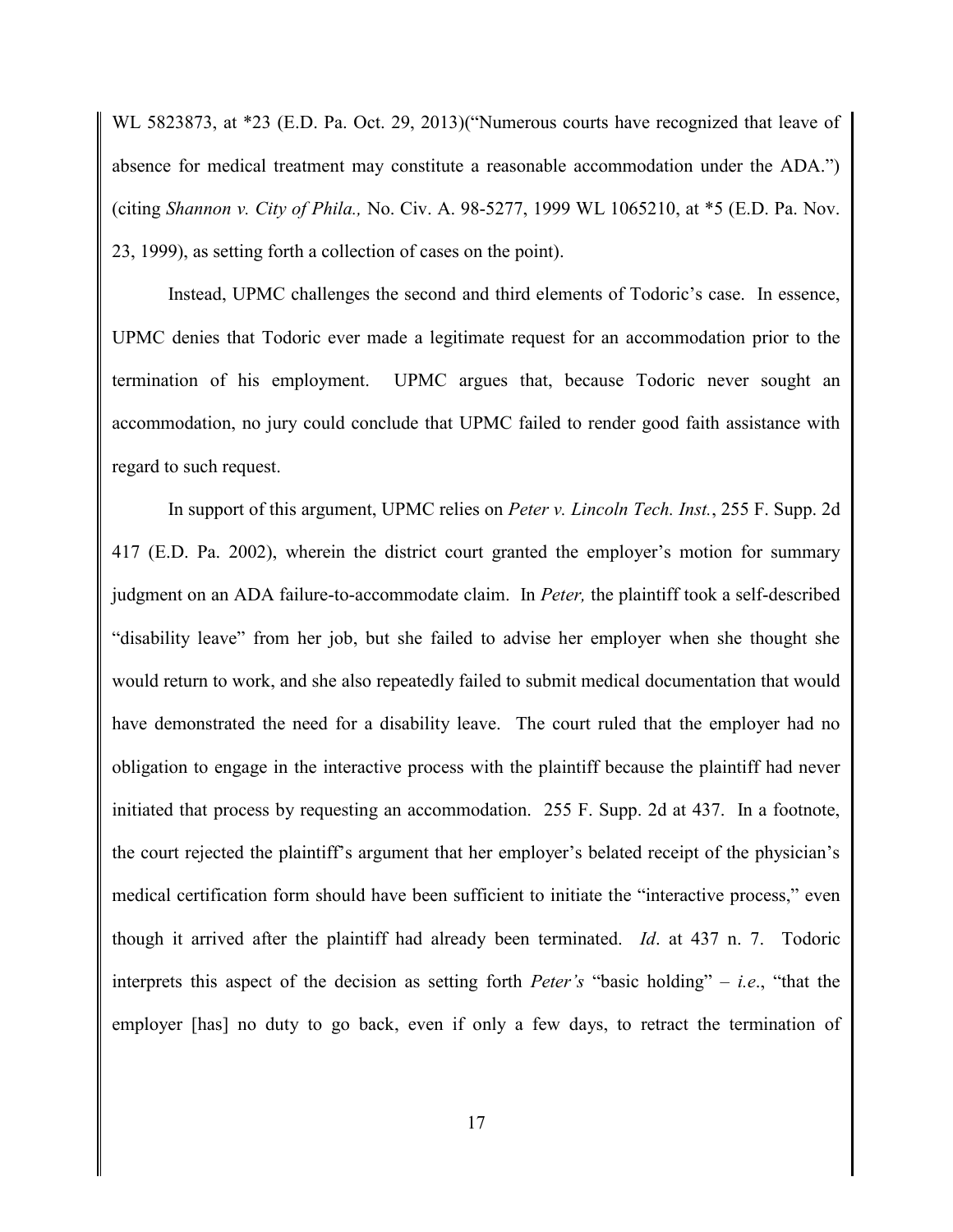WL 5823873, at *23 (E.D. Pa. Oct. 29, 2013)("Numerous courts have recognized that leave of absence for medical treatment may constitute a reasonable accommodation under the ADA.") (citing *Shannon v. City of Phila.,* No. Civ. A. 98-5277, 1999 WL 1065210, at *5 (E.D. Pa. Nov. 23, 1999), as setting forth a collection of cases on the point).

Instead, UPMC challenges the second and third elements of Todoric's case. In essence, UPMC denies that Todoric ever made a legitimate request for an accommodation prior to the termination of his employment. UPMC argues that, because Todoric never sought an accommodation, no jury could conclude that UPMC failed to render good faith assistance with regard to such request.

In support of this argument, UPMC relies on *Peter v. Lincoln Tech. Inst.*, 255 F. Supp. 2d 417 (E.D. Pa. 2002), wherein the district court granted the employer's motion for summary judgment on an ADA failure-to-accommodate claim. In *Peter,* the plaintiff took a self-described "disability leave" from her job, but she failed to advise her employer when she thought she would return to work, and she also repeatedly failed to submit medical documentation that would have demonstrated the need for a disability leave. The court ruled that the employer had no obligation to engage in the interactive process with the plaintiff because the plaintiff had never initiated that process by requesting an accommodation. 255 F. Supp. 2d at 437. In a footnote, the court rejected the plaintiff's argument that her employer's belated receipt of the physician's medical certification form should have been sufficient to initiate the "interactive process," even though it arrived after the plaintiff had already been terminated. *Id*. at 437 n. 7. Todoric interprets this aspect of the decision as setting forth *Peter's* "basic holding" – *i.e*., "that the employer [has] no duty to go back, even if only a few days, to retract the termination of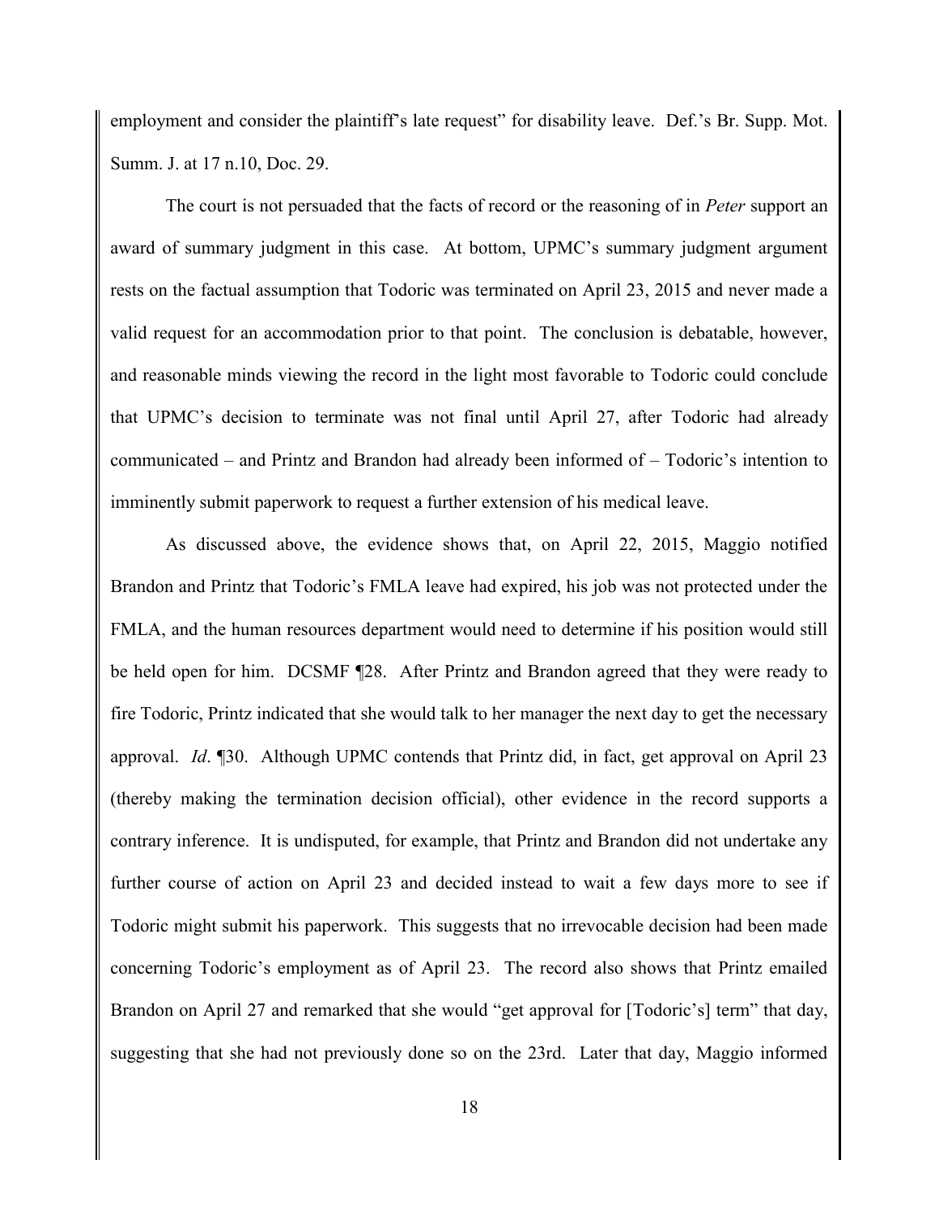employment and consider the plaintiff's late request" for disability leave. Def.'s Br. Supp. Mot. Summ. J. at 17 n.10, Doc. 29.

The court is not persuaded that the facts of record or the reasoning of in *Peter* support an award of summary judgment in this case. At bottom, UPMC's summary judgment argument rests on the factual assumption that Todoric was terminated on April 23, 2015 and never made a valid request for an accommodation prior to that point. The conclusion is debatable, however, and reasonable minds viewing the record in the light most favorable to Todoric could conclude that UPMC's decision to terminate was not final until April 27, after Todoric had already communicated – and Printz and Brandon had already been informed of – Todoric's intention to imminently submit paperwork to request a further extension of his medical leave.

As discussed above, the evidence shows that, on April 22, 2015, Maggio notified Brandon and Printz that Todoric's FMLA leave had expired, his job was not protected under the FMLA, and the human resources department would need to determine if his position would still be held open for him. DCSMF ¶28. After Printz and Brandon agreed that they were ready to fire Todoric, Printz indicated that she would talk to her manager the next day to get the necessary approval. *Id*. ¶30. Although UPMC contends that Printz did, in fact, get approval on April 23 (thereby making the termination decision official), other evidence in the record supports a contrary inference. It is undisputed, for example, that Printz and Brandon did not undertake any further course of action on April 23 and decided instead to wait a few days more to see if Todoric might submit his paperwork. This suggests that no irrevocable decision had been made concerning Todoric's employment as of April 23. The record also shows that Printz emailed Brandon on April 27 and remarked that she would "get approval for [Todoric's] term" that day, suggesting that she had not previously done so on the 23rd. Later that day, Maggio informed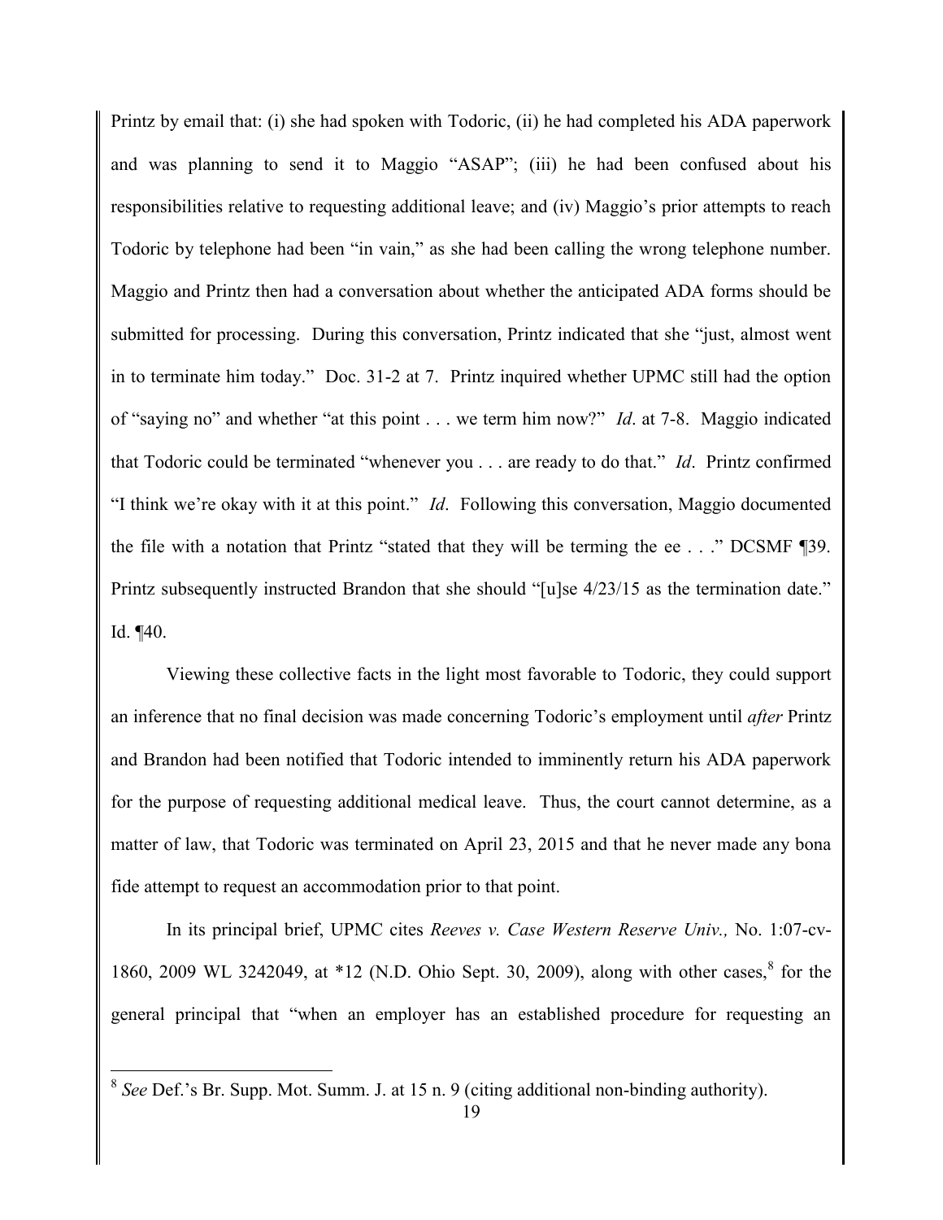Printz by email that: (i) she had spoken with Todoric, (ii) he had completed his ADA paperwork and was planning to send it to Maggio "ASAP"; (iii) he had been confused about his responsibilities relative to requesting additional leave; and (iv) Maggio's prior attempts to reach Todoric by telephone had been "in vain," as she had been calling the wrong telephone number. Maggio and Printz then had a conversation about whether the anticipated ADA forms should be submitted for processing. During this conversation, Printz indicated that she "just, almost went in to terminate him today." Doc. 31-2 at 7. Printz inquired whether UPMC still had the option of "saying no" and whether "at this point . . . we term him now?" *Id*. at 7-8. Maggio indicated that Todoric could be terminated "whenever you . . . are ready to do that." *Id*. Printz confirmed "I think we're okay with it at this point." *Id*. Following this conversation, Maggio documented the file with a notation that Printz "stated that they will be terming the ee . . ." DCSMF ¶39. Printz subsequently instructed Brandon that she should "[u]se 4/23/15 as the termination date." Id. ¶40.

Viewing these collective facts in the light most favorable to Todoric, they could support an inference that no final decision was made concerning Todoric's employment until *after* Printz and Brandon had been notified that Todoric intended to imminently return his ADA paperwork for the purpose of requesting additional medical leave. Thus, the court cannot determine, as a matter of law, that Todoric was terminated on April 23, 2015 and that he never made any bona fide attempt to request an accommodation prior to that point.

In its principal brief, UPMC cites *Reeves v. Case Western Reserve Univ.,* No. 1:07-cv-1860, 2009 WL 3242049, at *12 (N.D. Ohio Sept. 30, 2009), along with other cases,[8] for the general principal that "when an employer has an established procedure for requesting an

[8] *See* Def.'s Br. Supp. Mot. Summ. J. at 15 n. 9 (citing additional non-binding authority).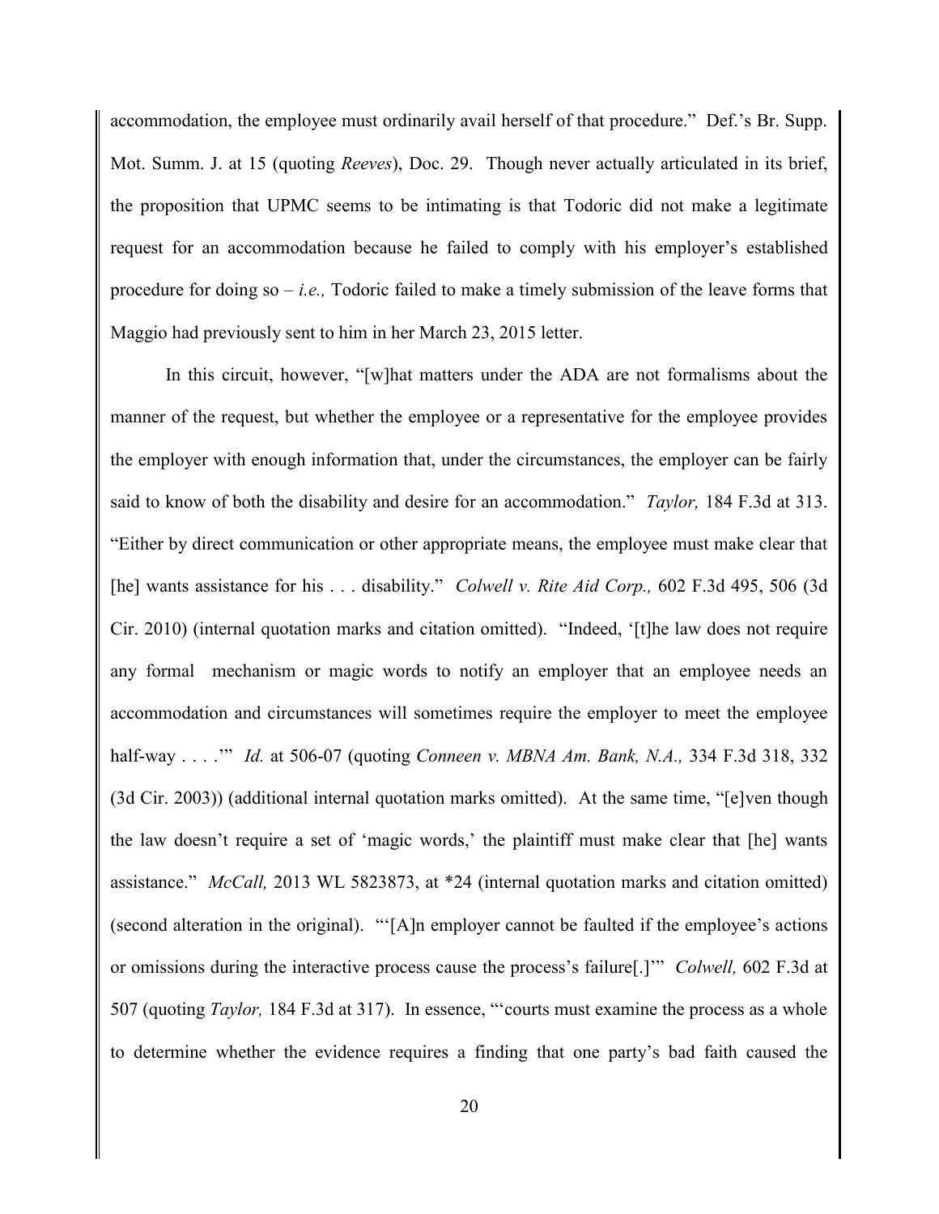accommodation, the employee must ordinarily avail herself of that procedure." Def.'s Br. Supp. Mot. Summ. J. at 15 (quoting *Reeves*), Doc. 29. Though never actually articulated in its brief, the proposition that UPMC seems to be intimating is that Todoric did not make a legitimate request for an accommodation because he failed to comply with his employer's established procedure for doing so – *i.e.,* Todoric failed to make a timely submission of the leave forms that Maggio had previously sent to him in her March 23, 2015 letter.

In this circuit, however, "[w]hat matters under the ADA are not formalisms about the manner of the request, but whether the employee or a representative for the employee provides the employer with enough information that, under the circumstances, the employer can be fairly said to know of both the disability and desire for an accommodation." *Taylor,* 184 F.3d at 313. "Either by direct communication or other appropriate means, the employee must make clear that [he] wants assistance for his . . . disability." *Colwell v. Rite Aid Corp.,* 602 F.3d 495, 506 (3d Cir. 2010) (internal quotation marks and citation omitted). "Indeed, '[t]he law does not require any formal mechanism or magic words to notify an employer that an employee needs an accommodation and circumstances will sometimes require the employer to meet the employee half-way . . . .'" *Id.* at 506-07 (quoting *Conneen v. MBNA Am. Bank, N.A.,* 334 F.3d 318, 332 (3d Cir. 2003)) (additional internal quotation marks omitted). At the same time, "[e]ven though the law doesn't require a set of 'magic words,' the plaintiff must make clear that [he] wants assistance." *McCall,* 2013 WL 5823873, at *24 (internal quotation marks and citation omitted) (second alteration in the original). "'[A]n employer cannot be faulted if the employee's actions or omissions during the interactive process cause the process's failure[.]'" *Colwell,* 602 F.3d at 507 (quoting *Taylor,* 184 F.3d at 317). In essence, "'courts must examine the process as a whole to determine whether the evidence requires a finding that one party's bad faith caused the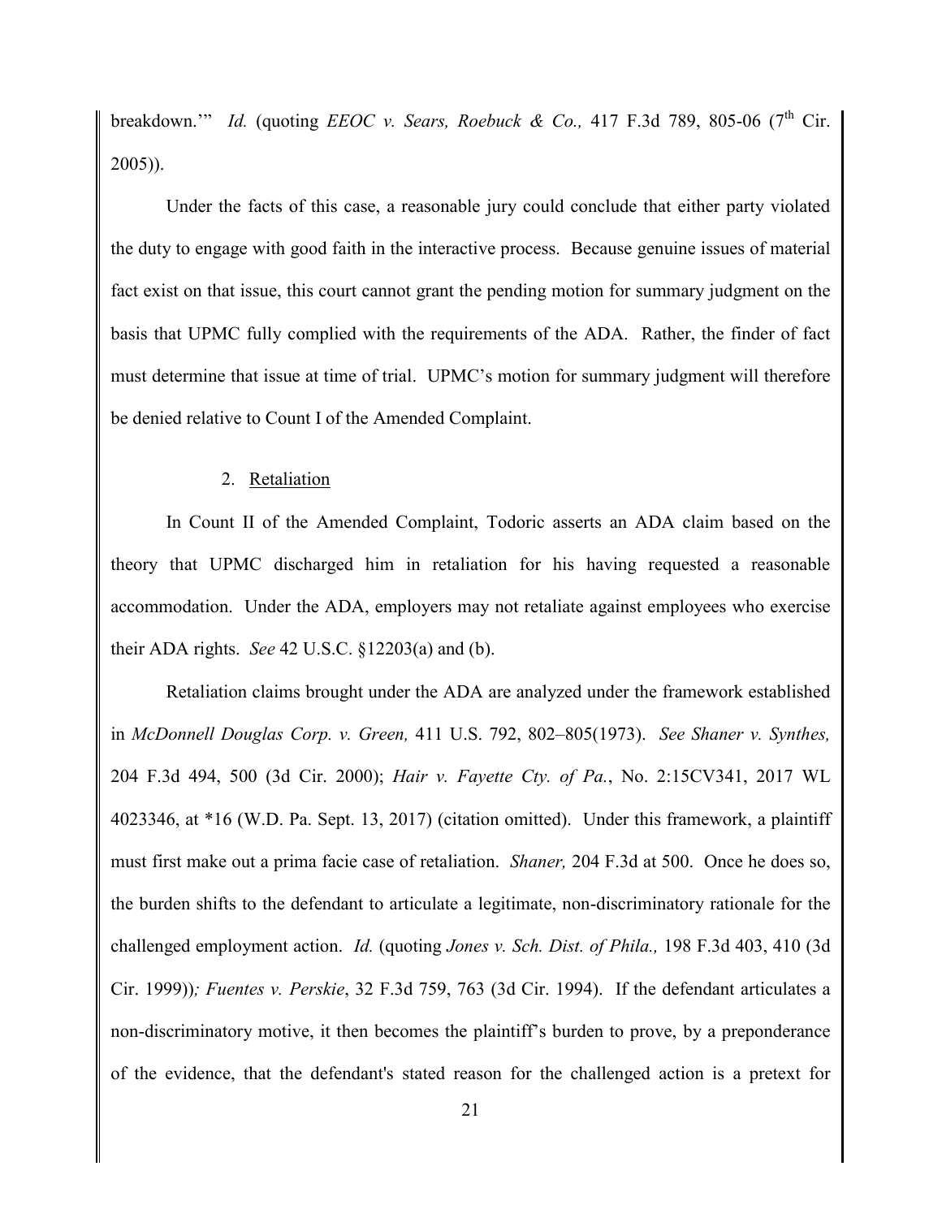breakdown.'" *Id.* (quoting *EEOC v. Sears, Roebuck & Co.,* 417 F.3d 789, 805-06 (7th Cir. 2005)).

Under the facts of this case, a reasonable jury could conclude that either party violated the duty to engage with good faith in the interactive process. Because genuine issues of material fact exist on that issue, this court cannot grant the pending motion for summary judgment on the basis that UPMC fully complied with the requirements of the ADA. Rather, the finder of fact must determine that issue at time of trial. UPMC's motion for summary judgment will therefore be denied relative to Count I of the Amended Complaint.

2. Retaliation

In Count II of the Amended Complaint, Todoric asserts an ADA claim based on the theory that UPMC discharged him in retaliation for his having requested a reasonable accommodation. Under the ADA, employers may not retaliate against employees who exercise their ADA rights. *See* 42 U.S.C. §12203(a) and (b).

Retaliation claims brought under the ADA are analyzed under the framework established in *McDonnell Douglas Corp. v. Green,* 411 U.S. 792, 802–805(1973). *See Shaner v. Synthes,* 204 F.3d 494, 500 (3d Cir. 2000); *Hair v. Fayette Cty. of Pa.*, No. 2:15CV341, 2017 WL 4023346, at *16 (W.D. Pa. Sept. 13, 2017) (citation omitted). Under this framework, a plaintiff must first make out a prima facie case of retaliation. *Shaner,* 204 F.3d at 500. Once he does so, the burden shifts to the defendant to articulate a legitimate, non-discriminatory rationale for the challenged employment action. *Id.* (quoting *Jones v. Sch. Dist. of Phila.,* 198 F.3d 403, 410 (3d Cir. 1999)); *Fuentes v. Perskie*, 32 F.3d 759, 763 (3d Cir. 1994). If the defendant articulates a non-discriminatory motive, it then becomes the plaintiff's burden to prove, by a preponderance of the evidence, that the defendant's stated reason for the challenged action is a pretext for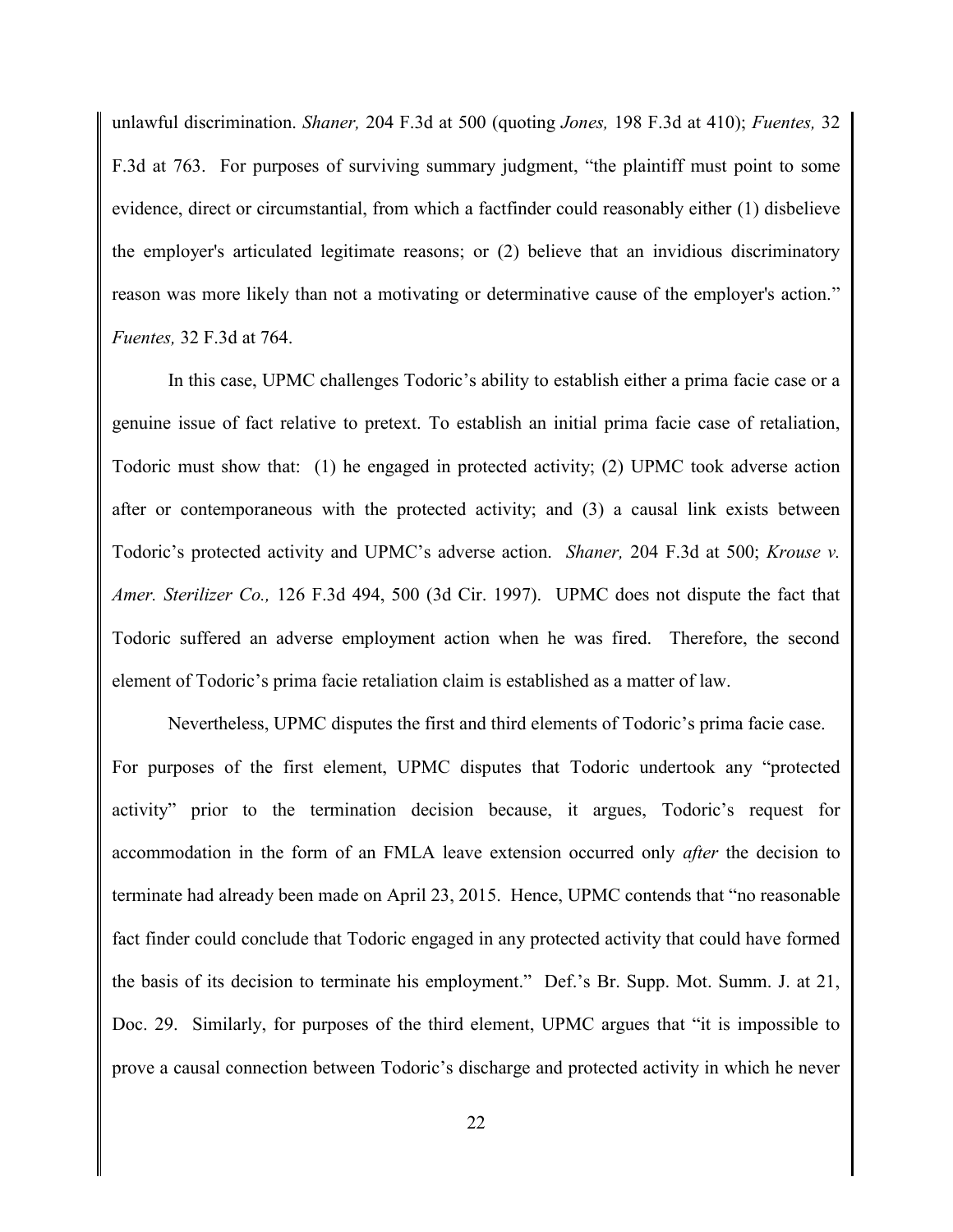unlawful discrimination. *Shaner,* 204 F.3d at 500 (quoting *Jones,* 198 F.3d at 410); *Fuentes,* 32 F.3d at 763. For purposes of surviving summary judgment, "the plaintiff must point to some evidence, direct or circumstantial, from which a factfinder could reasonably either (1) disbelieve the employer's articulated legitimate reasons; or (2) believe that an invidious discriminatory reason was more likely than not a motivating or determinative cause of the employer's action." *Fuentes,* 32 F.3d at 764.

In this case, UPMC challenges Todoric's ability to establish either a prima facie case or a genuine issue of fact relative to pretext. To establish an initial prima facie case of retaliation, Todoric must show that: (1) he engaged in protected activity; (2) UPMC took adverse action after or contemporaneous with the protected activity; and (3) a causal link exists between Todoric's protected activity and UPMC's adverse action. *Shaner,* 204 F.3d at 500; *Krouse v. Amer. Sterilizer Co.,* 126 F.3d 494, 500 (3d Cir. 1997). UPMC does not dispute the fact that Todoric suffered an adverse employment action when he was fired. Therefore, the second element of Todoric's prima facie retaliation claim is established as a matter of law.

Nevertheless, UPMC disputes the first and third elements of Todoric's prima facie case. For purposes of the first element, UPMC disputes that Todoric undertook any "protected activity" prior to the termination decision because, it argues, Todoric's request for accommodation in the form of an FMLA leave extension occurred only *after* the decision to terminate had already been made on April 23, 2015. Hence, UPMC contends that "no reasonable fact finder could conclude that Todoric engaged in any protected activity that could have formed the basis of its decision to terminate his employment." Def.'s Br. Supp. Mot. Summ. J. at 21, Doc. 29. Similarly, for purposes of the third element, UPMC argues that "it is impossible to prove a causal connection between Todoric's discharge and protected activity in which he never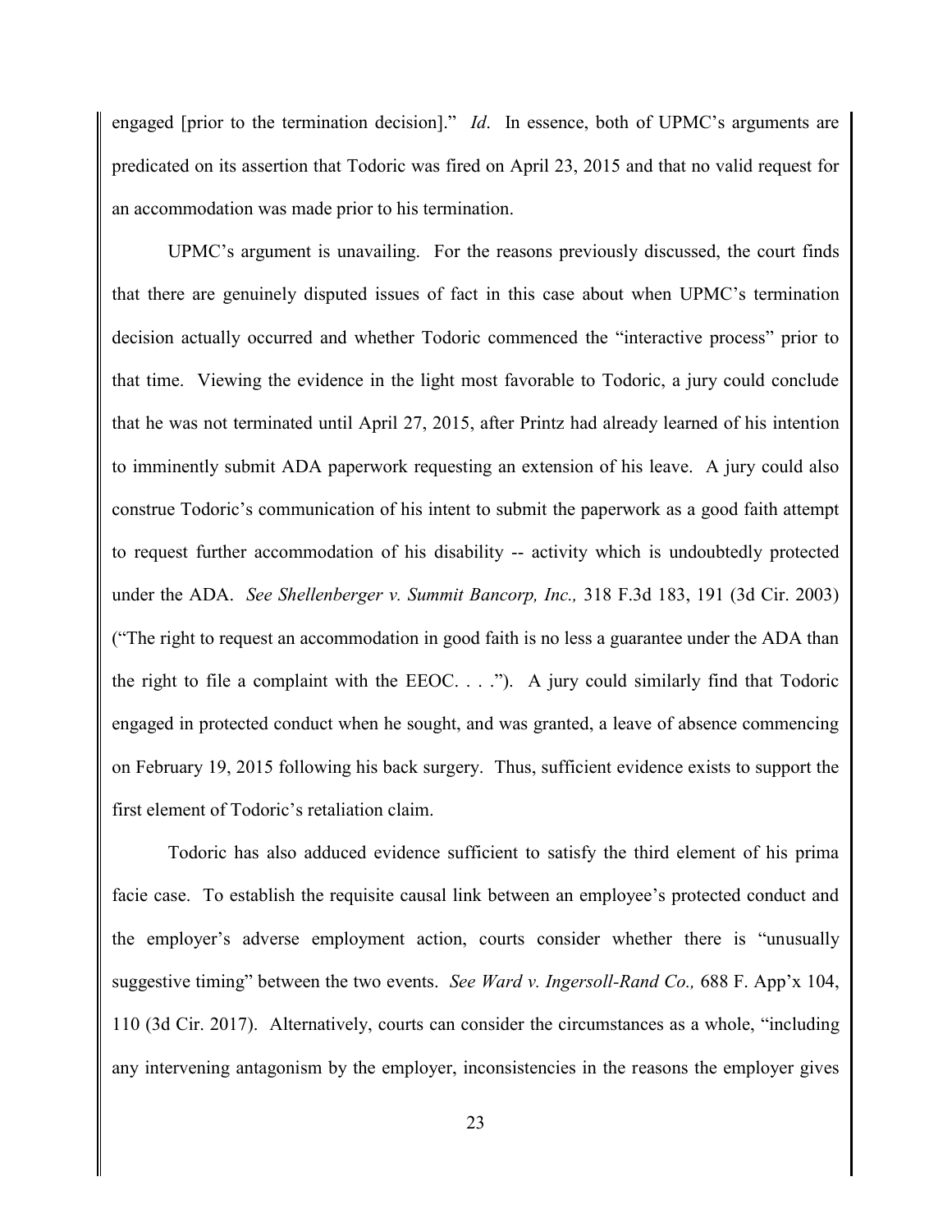engaged [prior to the termination decision]." *Id*. In essence, both of UPMC's arguments are predicated on its assertion that Todoric was fired on April 23, 2015 and that no valid request for an accommodation was made prior to his termination.

UPMC's argument is unavailing. For the reasons previously discussed, the court finds that there are genuinely disputed issues of fact in this case about when UPMC's termination decision actually occurred and whether Todoric commenced the "interactive process" prior to that time. Viewing the evidence in the light most favorable to Todoric, a jury could conclude that he was not terminated until April 27, 2015, after Printz had already learned of his intention to imminently submit ADA paperwork requesting an extension of his leave. A jury could also construe Todoric's communication of his intent to submit the paperwork as a good faith attempt to request further accommodation of his disability -- activity which is undoubtedly protected under the ADA. *See Shellenberger v. Summit Bancorp, Inc.,* 318 F.3d 183, 191 (3d Cir. 2003) ("The right to request an accommodation in good faith is no less a guarantee under the ADA than the right to file a complaint with the EEOC. . . ."). A jury could similarly find that Todoric engaged in protected conduct when he sought, and was granted, a leave of absence commencing on February 19, 2015 following his back surgery. Thus, sufficient evidence exists to support the first element of Todoric's retaliation claim.

Todoric has also adduced evidence sufficient to satisfy the third element of his prima facie case. To establish the requisite causal link between an employee's protected conduct and the employer's adverse employment action, courts consider whether there is "unusually suggestive timing" between the two events. *See Ward v. Ingersoll-Rand Co.,* 688 F. App'x 104, 110 (3d Cir. 2017). Alternatively, courts can consider the circumstances as a whole, "including any intervening antagonism by the employer, inconsistencies in the reasons the employer gives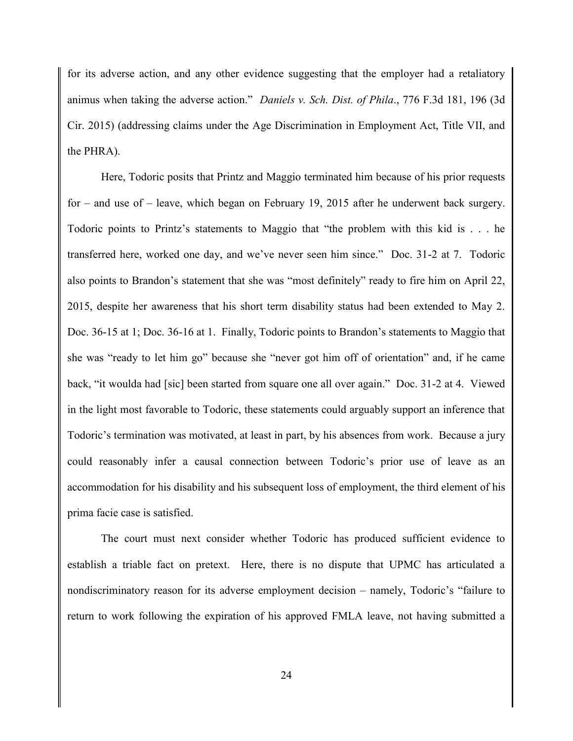for its adverse action, and any other evidence suggesting that the employer had a retaliatory animus when taking the adverse action." *Daniels v. Sch. Dist. of Phila*., 776 F.3d 181, 196 (3d Cir. 2015) (addressing claims under the Age Discrimination in Employment Act, Title VII, and the PHRA).

Here, Todoric posits that Printz and Maggio terminated him because of his prior requests for – and use of – leave, which began on February 19, 2015 after he underwent back surgery. Todoric points to Printz's statements to Maggio that "the problem with this kid is . . . he transferred here, worked one day, and we've never seen him since." Doc. 31-2 at 7. Todoric also points to Brandon's statement that she was "most definitely" ready to fire him on April 22, 2015, despite her awareness that his short term disability status had been extended to May 2. Doc. 36-15 at 1; Doc. 36-16 at 1. Finally, Todoric points to Brandon's statements to Maggio that she was "ready to let him go" because she "never got him off of orientation" and, if he came back, "it woulda had [sic] been started from square one all over again." Doc. 31-2 at 4. Viewed in the light most favorable to Todoric, these statements could arguably support an inference that Todoric's termination was motivated, at least in part, by his absences from work. Because a jury could reasonably infer a causal connection between Todoric's prior use of leave as an accommodation for his disability and his subsequent loss of employment, the third element of his prima facie case is satisfied.

The court must next consider whether Todoric has produced sufficient evidence to establish a triable fact on pretext. Here, there is no dispute that UPMC has articulated a nondiscriminatory reason for its adverse employment decision – namely, Todoric's "failure to return to work following the expiration of his approved FMLA leave, not having submitted a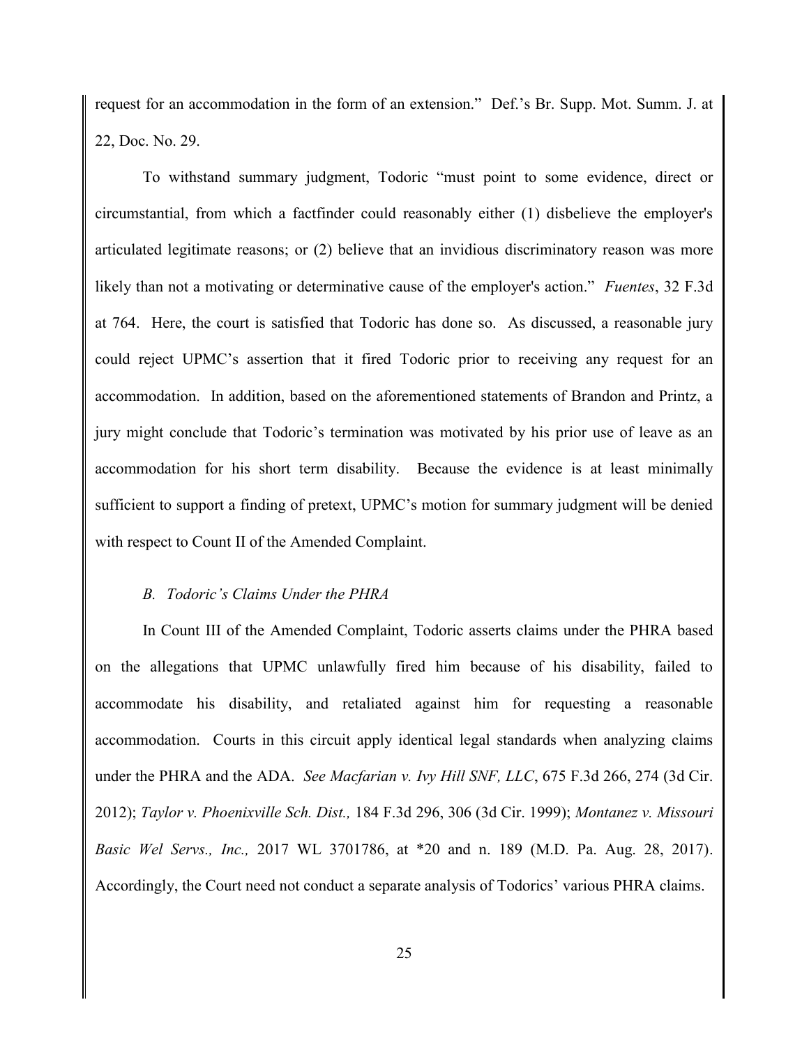request for an accommodation in the form of an extension." Def.'s Br. Supp. Mot. Summ. J. at 22, Doc. No. 29.

To withstand summary judgment, Todoric "must point to some evidence, direct or circumstantial, from which a factfinder could reasonably either (1) disbelieve the employer's articulated legitimate reasons; or (2) believe that an invidious discriminatory reason was more likely than not a motivating or determinative cause of the employer's action." *Fuentes*, 32 F.3d at 764. Here, the court is satisfied that Todoric has done so. As discussed, a reasonable jury could reject UPMC's assertion that it fired Todoric prior to receiving any request for an accommodation. In addition, based on the aforementioned statements of Brandon and Printz, a jury might conclude that Todoric's termination was motivated by his prior use of leave as an accommodation for his short term disability. Because the evidence is at least minimally sufficient to support a finding of pretext, UPMC's motion for summary judgment will be denied with respect to Count II of the Amended Complaint.

### *B. Todoric's Claims Under the PHRA*

In Count III of the Amended Complaint, Todoric asserts claims under the PHRA based on the allegations that UPMC unlawfully fired him because of his disability, failed to accommodate his disability, and retaliated against him for requesting a reasonable accommodation. Courts in this circuit apply identical legal standards when analyzing claims under the PHRA and the ADA. *See Macfarian v. Ivy Hill SNF, LLC*, 675 F.3d 266, 274 (3d Cir. 2012); *Taylor v. Phoenixville Sch. Dist.,* 184 F.3d 296, 306 (3d Cir. 1999); *Montanez v. Missouri Basic Wel Servs., Inc.,* 2017 WL 3701786, at *20 and n. 189 (M.D. Pa. Aug. 28, 2017). Accordingly, the Court need not conduct a separate analysis of Todorics' various PHRA claims.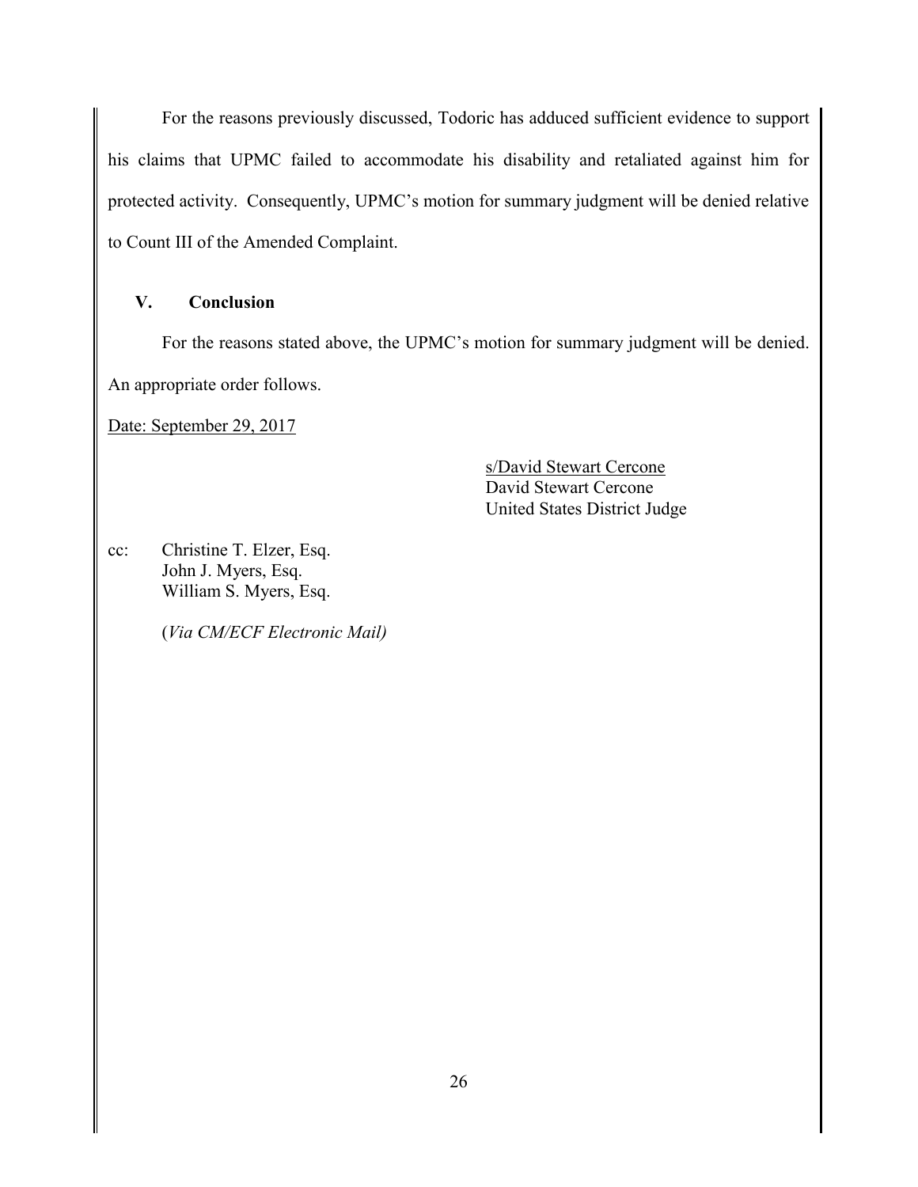For the reasons previously discussed, Todoric has adduced sufficient evidence to support his claims that UPMC failed to accommodate his disability and retaliated against him for protected activity. Consequently, UPMC's motion for summary judgment will be denied relative to Count III of the Amended Complaint.

## V. Conclusion

For the reasons stated above, the UPMC's motion for summary judgment will be denied. An appropriate order follows.

Date: September 29, 2017

s/David Stewart Cercone
David Stewart Cercone
United States District Judge

cc: Christine T. Elzer, Esq.
John J. Myers, Esq.
William S. Myers, Esq.

(*Via CM/ECF Electronic Mail)*